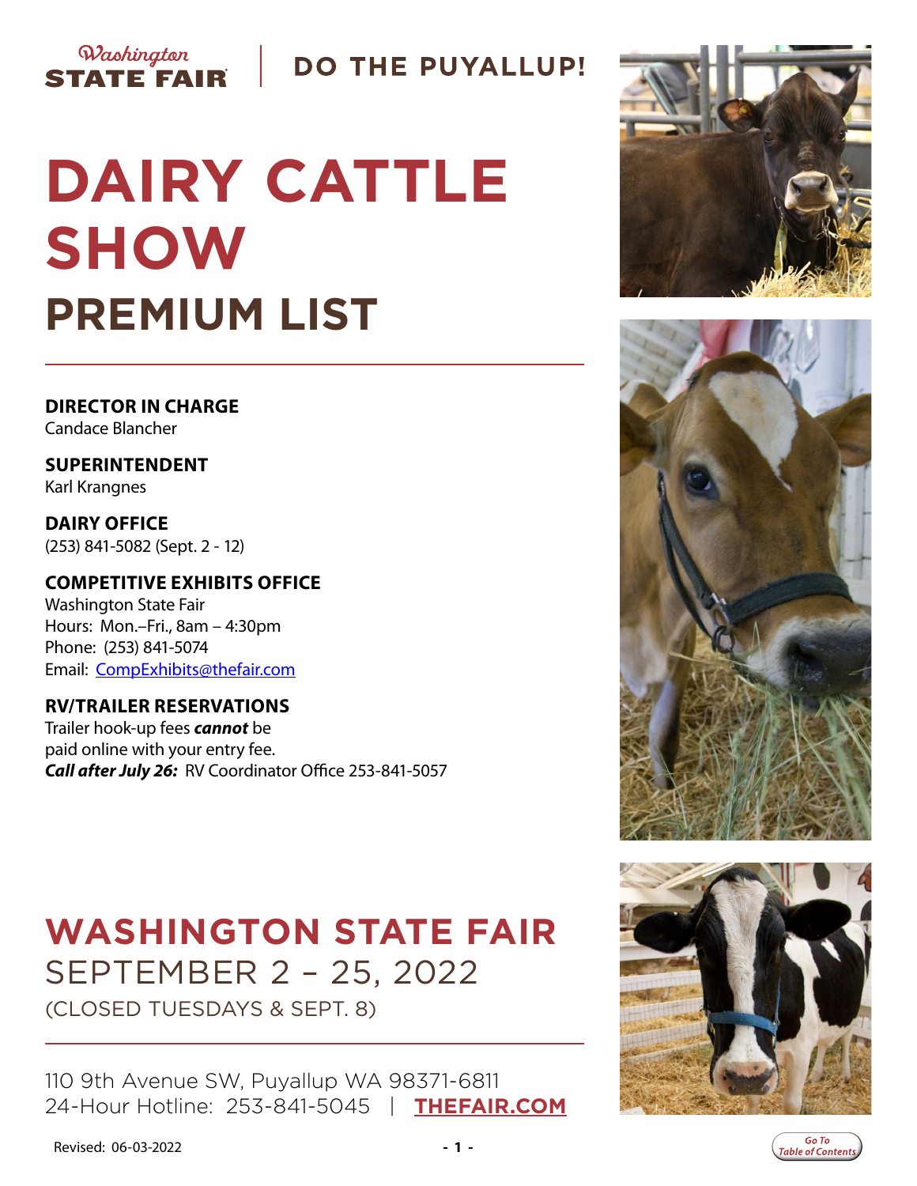Washington STATE FAIR | DO THE PUYALLUP!

# DAIRY CATTLE SHOW

## PREMIUM LIST

**DIRECTOR IN CHARGE**
Candace Blancher

**SUPERINTENDENT**
Karl Krangnes

**DAIRY OFFICE**
(253) 841-5082 (Sept. 2 - 12)

**COMPETITIVE EXHIBITS OFFICE**
Washington State Fair
Hours: Mon.–Fri., 8am – 4:30pm
Phone: (253) 841-5074
Email: CompExhibits@thefair.com

**RV/TRAILER RESERVATIONS**
Trailer hook-up fees ***cannot*** be paid online with your entry fee.
***Call after July 26:*** RV Coordinator Office 253-841-5057

## WASHINGTON STATE FAIR

SEPTEMBER 2 – 25, 2022
(CLOSED TUESDAYS & SEPT. 8)

110 9th Avenue SW, Puyallup WA 98371-6811
24-Hour Hotline: 253-841-5045 | **THEFAIR.COM**

Revised: 06-03-2022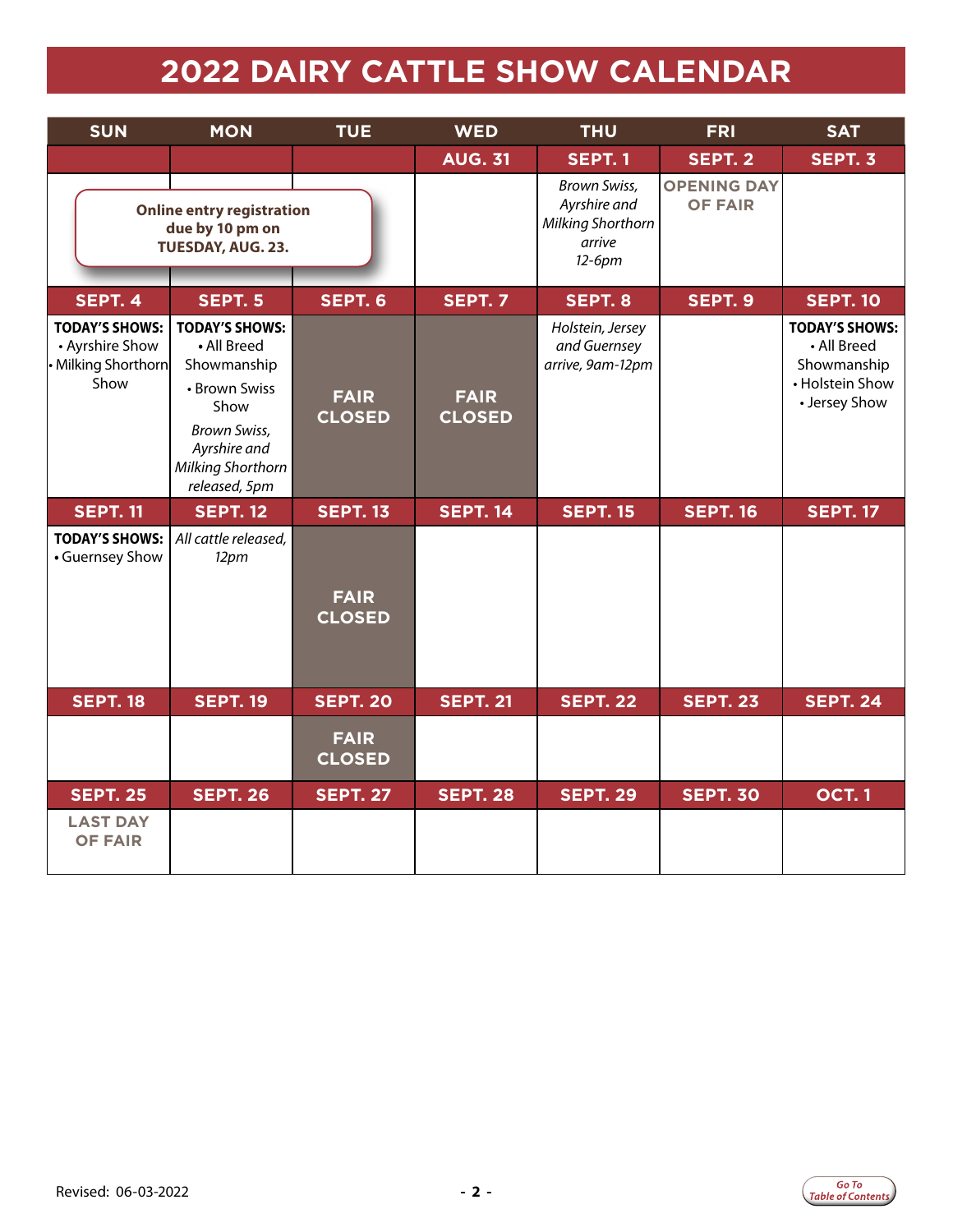# 2022 DAIRY CATTLE SHOW CALENDAR

| SUN | MON | TUE | WED | THU | FRI | SAT |
|---|---|---|---|---|---|---|
| | | | AUG. 31 | SEPT. 1 | SEPT. 2 | SEPT. 3 |
| **Online entry registration due by 10 pm on TUESDAY, AUG. 23.** | | | | *Brown Swiss, Ayrshire and Milking Shorthorn arrive 12-6pm* | **OPENING DAY OF FAIR** | |
| SEPT. 4 | SEPT. 5 | SEPT. 6 | SEPT. 7 | SEPT. 8 | SEPT. 9 | SEPT. 10 |
| **TODAY'S SHOWS:** • Ayrshire Show • Milking Shorthorn Show | **TODAY'S SHOWS:** • All Breed Showmanship • Brown Swiss Show *Brown Swiss, Ayrshire and Milking Shorthorn released, 5pm* | **FAIR CLOSED** | **FAIR CLOSED** | *Holstein, Jersey and Guernsey arrive, 9am-12pm* | | **TODAY'S SHOWS:** • All Breed Showmanship • Holstein Show • Jersey Show |
| SEPT. 11 | SEPT. 12 | SEPT. 13 | SEPT. 14 | SEPT. 15 | SEPT. 16 | SEPT. 17 |
| **TODAY'S SHOWS:** • Guernsey Show | *All cattle released, 12pm* | **FAIR CLOSED** | | | | |
| SEPT. 18 | SEPT. 19 | SEPT. 20 | SEPT. 21 | SEPT. 22 | SEPT. 23 | SEPT. 24 |
| | | **FAIR CLOSED** | | | | |
| SEPT. 25 | SEPT. 26 | SEPT. 27 | SEPT. 28 | SEPT. 29 | SEPT. 30 | OCT. 1 |
| **LAST DAY OF FAIR** | | | | | | |

Revised: 06-03-2022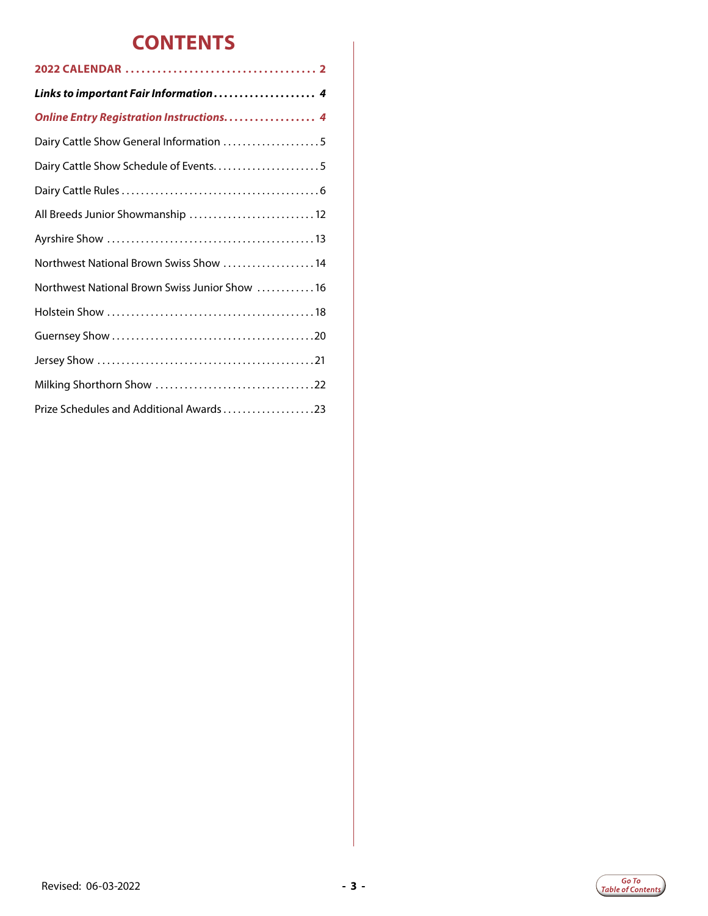# CONTENTS

**2022 CALENDAR .................................... 2**

***Links to important Fair Information .................... 4***

***Online Entry Registration Instructions.................. 4***

Dairy Cattle Show General Information .................... 5

Dairy Cattle Show Schedule of Events...................... 5

Dairy Cattle Rules ........................................ 6

All Breeds Junior Showmanship .......................... 12

Ayrshire Show .......................................... 13

Northwest National Brown Swiss Show ................... 14

Northwest National Brown Swiss Junior Show ............ 16

Holstein Show .......................................... 18

Guernsey Show .......................................... 20

Jersey Show ............................................ 21

Milking Shorthorn Show ................................. 22

Prize Schedules and Additional Awards ................... 23

Revised: 06-03-2022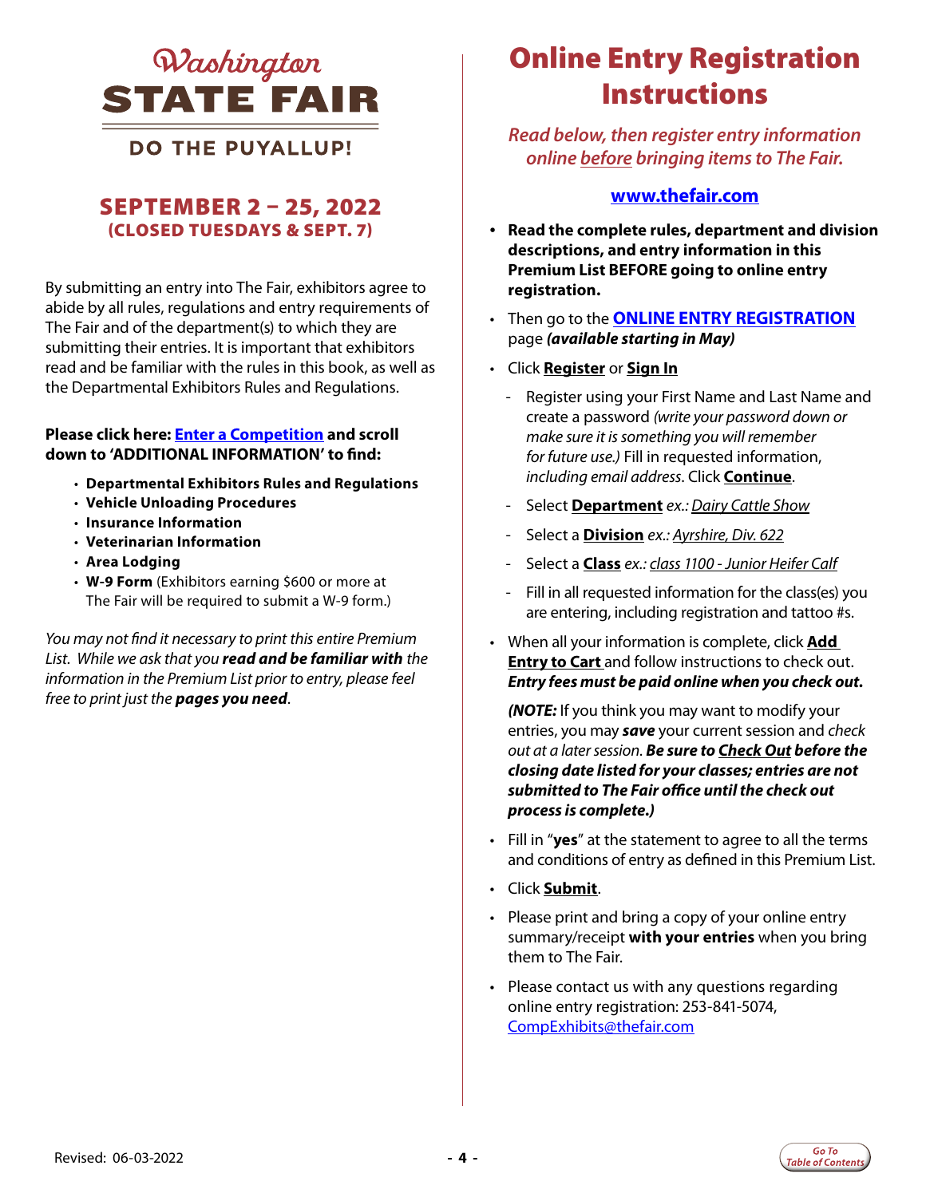# Washington STATE FAIR

**DO THE PUYALLUP!**

## SEPTEMBER 2 – 25, 2022
### (CLOSED TUESDAYS & SEPT. 7)

By submitting an entry into The Fair, exhibitors agree to abide by all rules, regulations and entry requirements of The Fair and of the department(s) to which they are submitting their entries. It is important that exhibitors read and be familiar with the rules in this book, as well as the Departmental Exhibitors Rules and Regulations.

**Please click here: Enter a Competition and scroll down to 'ADDITIONAL INFORMATION' to find:**

- **Departmental Exhibitors Rules and Regulations**
- **Vehicle Unloading Procedures**
- **Insurance Information**
- **Veterinarian Information**
- **Area Lodging**
- **W-9 Form** (Exhibitors earning $600 or more at The Fair will be required to submit a W-9 form.)

*You may not find it necessary to print this entire Premium List. While we ask that you **read and be familiar with** the information in the Premium List prior to entry, please feel free to print just the **pages you need**.*

# Online Entry Registration Instructions

*Read below, then register entry information online before bringing items to The Fair.*

**www.thefair.com**

- **Read the complete rules, department and division descriptions, and entry information in this Premium List BEFORE going to online entry registration.**
- Then go to the **ONLINE ENTRY REGISTRATION** page ***(available starting in May)***
- Click **Register** or **Sign In**
  - Register using your First Name and Last Name and create a password *(write your password down or make sure it is something you will remember for future use.)* Fill in requested information, *including email address*. Click **Continue**.
  - Select **Department** *ex.: Dairy Cattle Show*
  - Select a **Division** *ex.: Ayrshire, Div. 622*
  - Select a **Class** *ex.: class 1100 - Junior Heifer Calf*
  - Fill in all requested information for the class(es) you are entering, including registration and tattoo #s.
- When all your information is complete, click **Add Entry to Cart** and follow instructions to check out. ***Entry fees must be paid online when you check out.***

  ***(NOTE:*** If you think you may want to modify your entries, you may ***save*** your current session and *check out at a later session.* ***Be sure to Check Out before the closing date listed for your classes; entries are not submitted to The Fair office until the check out process is complete.)***
- Fill in "**yes**" at the statement to agree to all the terms and conditions of entry as defined in this Premium List.
- Click **Submit**.
- Please print and bring a copy of your online entry summary/receipt **with your entries** when you bring them to The Fair.
- Please contact us with any questions regarding online entry registration: 253-841-5074, CompExhibits@thefair.com

Revised: 06-03-2022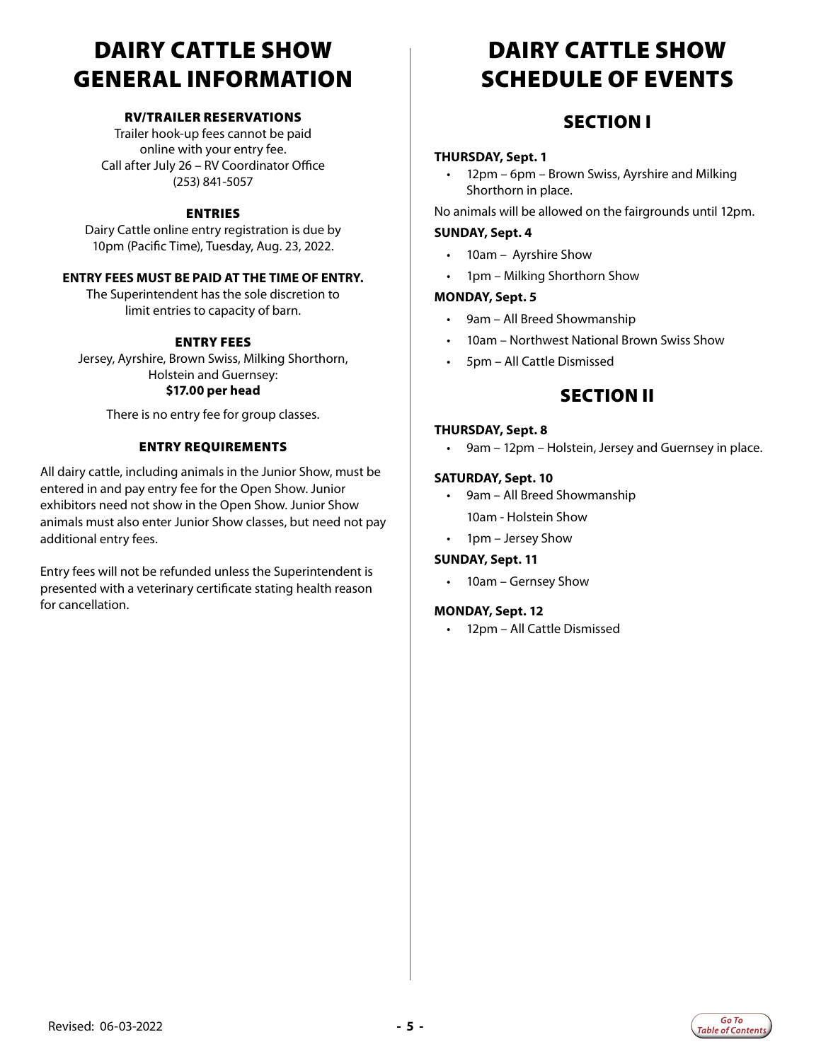# DAIRY CATTLE SHOW GENERAL INFORMATION

### RV/TRAILER RESERVATIONS

Trailer hook-up fees cannot be paid online with your entry fee.
Call after July 26 – RV Coordinator Office
(253) 841-5057

### ENTRIES

Dairy Cattle online entry registration is due by 10pm (Pacific Time), Tuesday, Aug. 23, 2022.

**ENTRY FEES MUST BE PAID AT THE TIME OF ENTRY.**

The Superintendent has the sole discretion to limit entries to capacity of barn.

### ENTRY FEES

Jersey, Ayrshire, Brown Swiss, Milking Shorthorn, Holstein and Guernsey:
**$17.00 per head**

There is no entry fee for group classes.

### ENTRY REQUIREMENTS

All dairy cattle, including animals in the Junior Show, must be entered in and pay entry fee for the Open Show. Junior exhibitors need not show in the Open Show. Junior Show animals must also enter Junior Show classes, but need not pay additional entry fees.

Entry fees will not be refunded unless the Superintendent is presented with a veterinary certificate stating health reason for cancellation.

# DAIRY CATTLE SHOW SCHEDULE OF EVENTS

## SECTION I

**THURSDAY, Sept. 1**

- 12pm – 6pm – Brown Swiss, Ayrshire and Milking Shorthorn in place.

No animals will be allowed on the fairgrounds until 12pm.

**SUNDAY, Sept. 4**

- 10am – Ayrshire Show
- 1pm – Milking Shorthorn Show

**MONDAY, Sept. 5**

- 9am – All Breed Showmanship
- 10am – Northwest National Brown Swiss Show
- 5pm – All Cattle Dismissed

## SECTION II

**THURSDAY, Sept. 8**

- 9am – 12pm – Holstein, Jersey and Guernsey in place.

**SATURDAY, Sept. 10**

- 9am – All Breed Showmanship
  10am - Holstein Show
- 1pm – Jersey Show

**SUNDAY, Sept. 11**

- 10am – Gernsey Show

**MONDAY, Sept. 12**

- 12pm – All Cattle Dismissed

Revised: 06-03-2022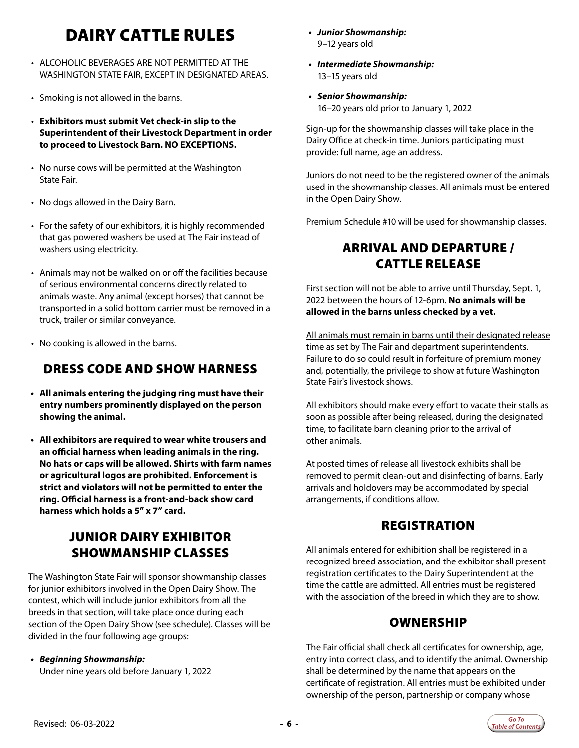# DAIRY CATTLE RULES

- ALCOHOLIC BEVERAGES ARE NOT PERMITTED AT THE WASHINGTON STATE FAIR, EXCEPT IN DESIGNATED AREAS.
- Smoking is not allowed in the barns.
- **Exhibitors must submit Vet check-in slip to the Superintendent of their Livestock Department in order to proceed to Livestock Barn. NO EXCEPTIONS.**
- No nurse cows will be permitted at the Washington State Fair.
- No dogs allowed in the Dairy Barn.
- For the safety of our exhibitors, it is highly recommended that gas powered washers be used at The Fair instead of washers using electricity.
- Animals may not be walked on or off the facilities because of serious environmental concerns directly related to animals waste. Any animal (except horses) that cannot be transported in a solid bottom carrier must be removed in a truck, trailer or similar conveyance.
- No cooking is allowed in the barns.

## DRESS CODE AND SHOW HARNESS

- **All animals entering the judging ring must have their entry numbers prominently displayed on the person showing the animal.**
- **All exhibitors are required to wear white trousers and an official harness when leading animals in the ring. No hats or caps will be allowed. Shirts with farm names or agricultural logos are prohibited. Enforcement is strict and violators will not be permitted to enter the ring. Official harness is a front-and-back show card harness which holds a 5" x 7" card.**

## JUNIOR DAIRY EXHIBITOR SHOWMANSHIP CLASSES

The Washington State Fair will sponsor showmanship classes for junior exhibitors involved in the Open Dairy Show. The contest, which will include junior exhibitors from all the breeds in that section, will take place once during each section of the Open Dairy Show (see schedule). Classes will be divided in the four following age groups:

- ***Beginning Showmanship:***
  Under nine years old before January 1, 2022
- ***Junior Showmanship:***
  9–12 years old
- ***Intermediate Showmanship:***
  13–15 years old
- ***Senior Showmanship:***
  16–20 years old prior to January 1, 2022

Sign-up for the showmanship classes will take place in the Dairy Office at check-in time. Juniors participating must provide: full name, age an address.

Juniors do not need to be the registered owner of the animals used in the showmanship classes. All animals must be entered in the Open Dairy Show.

Premium Schedule #10 will be used for showmanship classes.

## ARRIVAL AND DEPARTURE / CATTLE RELEASE

First section will not be able to arrive until Thursday, Sept. 1, 2022 between the hours of 12-6pm. **No animals will be allowed in the barns unless checked by a vet.**

All animals must remain in barns until their designated release time as set by The Fair and department superintendents. Failure to do so could result in forfeiture of premium money and, potentially, the privilege to show at future Washington State Fair's livestock shows.

All exhibitors should make every effort to vacate their stalls as soon as possible after being released, during the designated time, to facilitate barn cleaning prior to the arrival of other animals.

At posted times of release all livestock exhibits shall be removed to permit clean-out and disinfecting of barns. Early arrivals and holdovers may be accommodated by special arrangements, if conditions allow.

## REGISTRATION

All animals entered for exhibition shall be registered in a recognized breed association, and the exhibitor shall present registration certificates to the Dairy Superintendent at the time the cattle are admitted. All entries must be registered with the association of the breed in which they are to show.

## OWNERSHIP

The Fair official shall check all certificates for ownership, age, entry into correct class, and to identify the animal. Ownership shall be determined by the name that appears on the certificate of registration. All entries must be exhibited under ownership of the person, partnership or company whose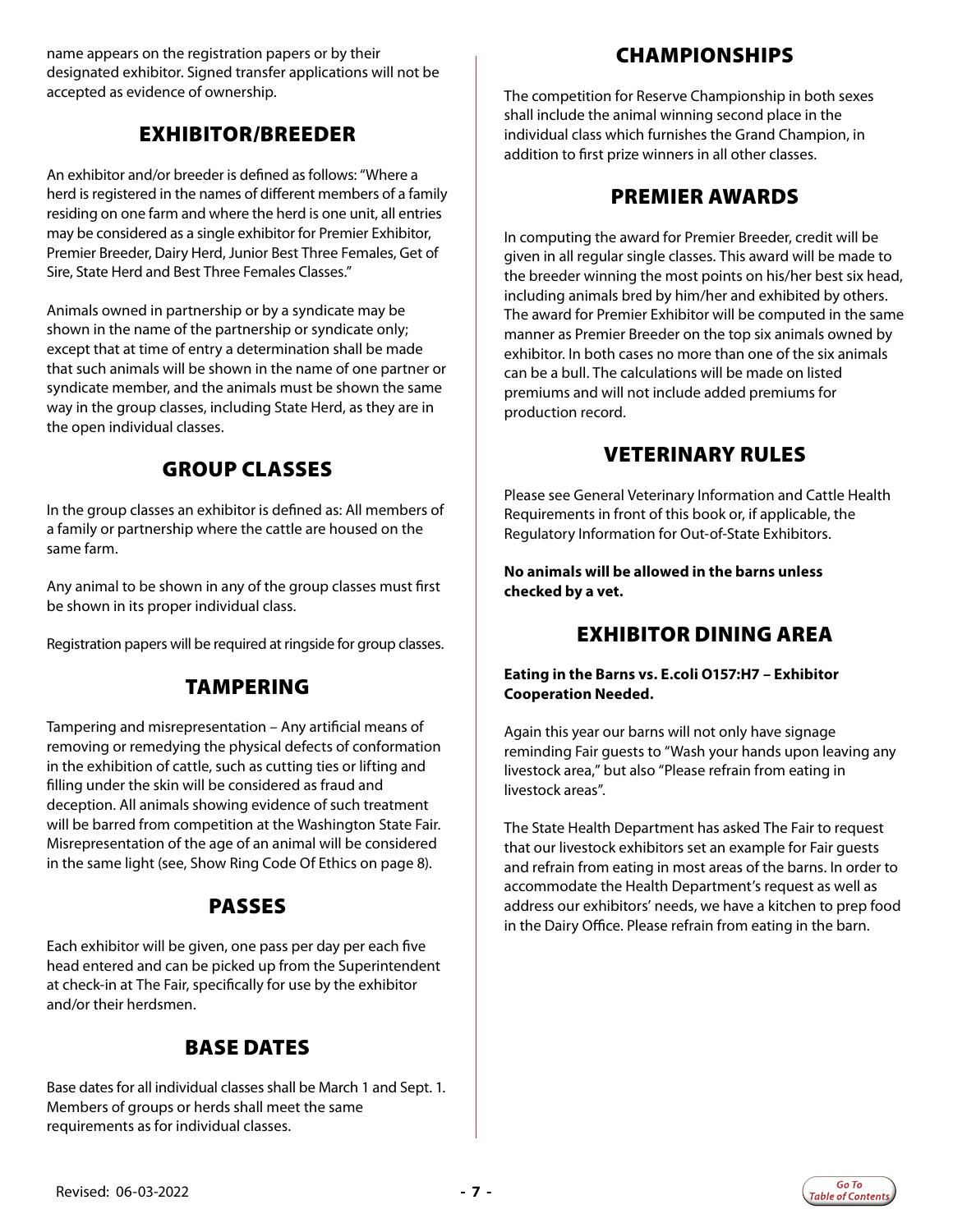name appears on the registration papers or by their designated exhibitor. Signed transfer applications will not be accepted as evidence of ownership.

## EXHIBITOR/BREEDER

An exhibitor and/or breeder is defined as follows: "Where a herd is registered in the names of different members of a family residing on one farm and where the herd is one unit, all entries may be considered as a single exhibitor for Premier Exhibitor, Premier Breeder, Dairy Herd, Junior Best Three Females, Get of Sire, State Herd and Best Three Females Classes."

Animals owned in partnership or by a syndicate may be shown in the name of the partnership or syndicate only; except that at time of entry a determination shall be made that such animals will be shown in the name of one partner or syndicate member, and the animals must be shown the same way in the group classes, including State Herd, as they are in the open individual classes.

## GROUP CLASSES

In the group classes an exhibitor is defined as: All members of a family or partnership where the cattle are housed on the same farm.

Any animal to be shown in any of the group classes must first be shown in its proper individual class.

Registration papers will be required at ringside for group classes.

## TAMPERING

Tampering and misrepresentation – Any artificial means of removing or remedying the physical defects of conformation in the exhibition of cattle, such as cutting ties or lifting and filling under the skin will be considered as fraud and deception. All animals showing evidence of such treatment will be barred from competition at the Washington State Fair. Misrepresentation of the age of an animal will be considered in the same light (see, Show Ring Code Of Ethics on page 8).

## PASSES

Each exhibitor will be given, one pass per day per each five head entered and can be picked up from the Superintendent at check-in at The Fair, specifically for use by the exhibitor and/or their herdsmen.

## BASE DATES

Base dates for all individual classes shall be March 1 and Sept. 1. Members of groups or herds shall meet the same requirements as for individual classes.

## CHAMPIONSHIPS

The competition for Reserve Championship in both sexes shall include the animal winning second place in the individual class which furnishes the Grand Champion, in addition to first prize winners in all other classes.

## PREMIER AWARDS

In computing the award for Premier Breeder, credit will be given in all regular single classes. This award will be made to the breeder winning the most points on his/her best six head, including animals bred by him/her and exhibited by others. The award for Premier Exhibitor will be computed in the same manner as Premier Breeder on the top six animals owned by exhibitor. In both cases no more than one of the six animals can be a bull. The calculations will be made on listed premiums and will not include added premiums for production record.

## VETERINARY RULES

Please see General Veterinary Information and Cattle Health Requirements in front of this book or, if applicable, the Regulatory Information for Out-of-State Exhibitors.

**No animals will be allowed in the barns unless checked by a vet.**

## EXHIBITOR DINING AREA

**Eating in the Barns vs. E.coli O157:H7 – Exhibitor Cooperation Needed.**

Again this year our barns will not only have signage reminding Fair guests to "Wash your hands upon leaving any livestock area," but also "Please refrain from eating in livestock areas".

The State Health Department has asked The Fair to request that our livestock exhibitors set an example for Fair guests and refrain from eating in most areas of the barns. In order to accommodate the Health Department's request as well as address our exhibitors' needs, we have a kitchen to prep food in the Dairy Office. Please refrain from eating in the barn.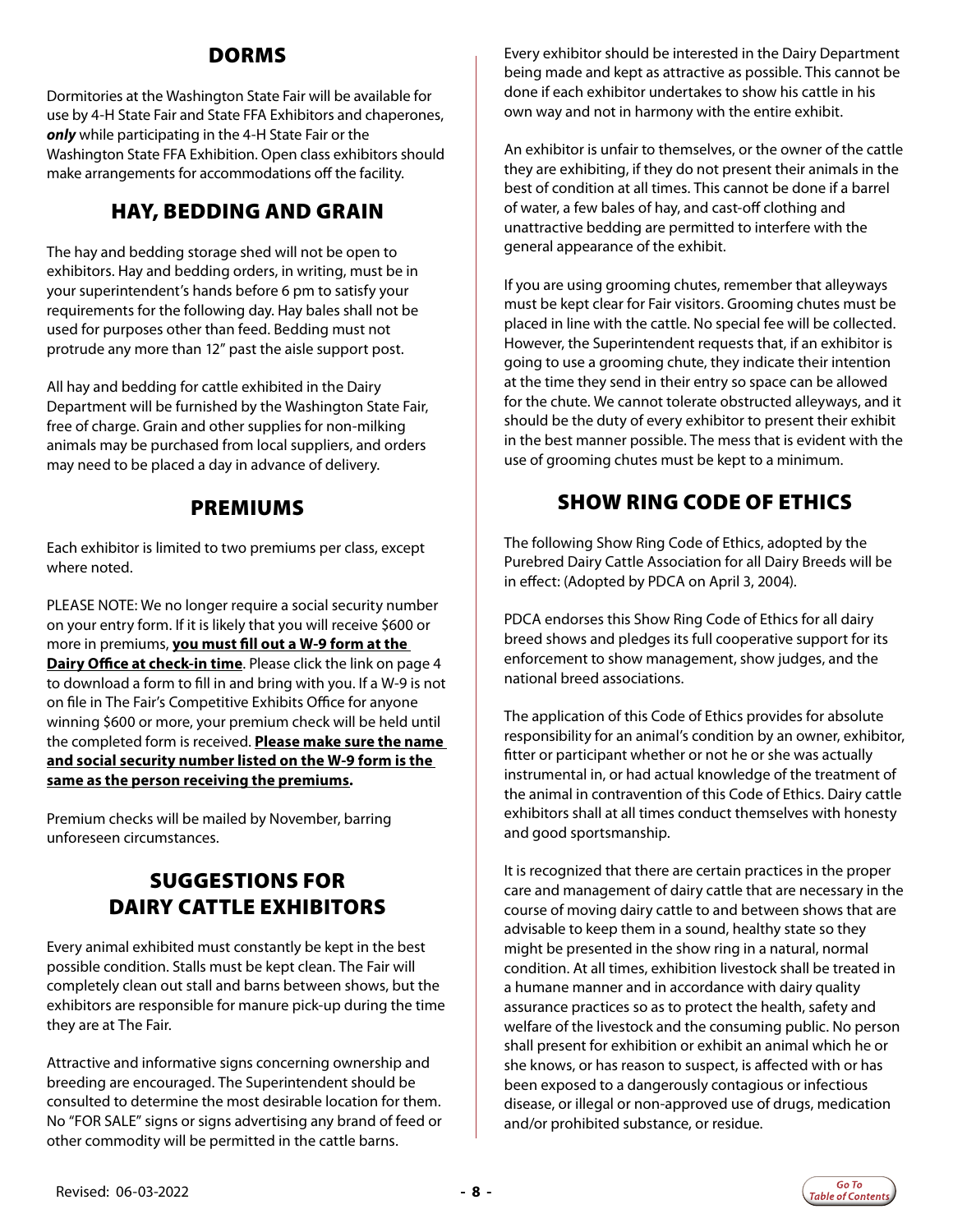## DORMS

Dormitories at the Washington State Fair will be available for use by 4-H State Fair and State FFA Exhibitors and chaperones, ***only*** while participating in the 4-H State Fair or the Washington State FFA Exhibition. Open class exhibitors should make arrangements for accommodations off the facility.

## HAY, BEDDING AND GRAIN

The hay and bedding storage shed will not be open to exhibitors. Hay and bedding orders, in writing, must be in your superintendent's hands before 6 pm to satisfy your requirements for the following day. Hay bales shall not be used for purposes other than feed. Bedding must not protrude any more than 12" past the aisle support post.

All hay and bedding for cattle exhibited in the Dairy Department will be furnished by the Washington State Fair, free of charge. Grain and other supplies for non-milking animals may be purchased from local suppliers, and orders may need to be placed a day in advance of delivery.

## PREMIUMS

Each exhibitor is limited to two premiums per class, except where noted.

PLEASE NOTE: We no longer require a social security number on your entry form. If it is likely that you will receive $600 or more in premiums, **you must fill out a W-9 form at the Dairy Office at check-in time**. Please click the link on page 4 to download a form to fill in and bring with you. If a W-9 is not on file in The Fair's Competitive Exhibits Office for anyone winning $600 or more, your premium check will be held until the completed form is received. **Please make sure the name and social security number listed on the W-9 form is the same as the person receiving the premiums.**

Premium checks will be mailed by November, barring unforeseen circumstances.

## SUGGESTIONS FOR DAIRY CATTLE EXHIBITORS

Every animal exhibited must constantly be kept in the best possible condition. Stalls must be kept clean. The Fair will completely clean out stall and barns between shows, but the exhibitors are responsible for manure pick-up during the time they are at The Fair.

Attractive and informative signs concerning ownership and breeding are encouraged. The Superintendent should be consulted to determine the most desirable location for them. No "FOR SALE" signs or signs advertising any brand of feed or other commodity will be permitted in the cattle barns.

Every exhibitor should be interested in the Dairy Department being made and kept as attractive as possible. This cannot be done if each exhibitor undertakes to show his cattle in his own way and not in harmony with the entire exhibit.

An exhibitor is unfair to themselves, or the owner of the cattle they are exhibiting, if they do not present their animals in the best of condition at all times. This cannot be done if a barrel of water, a few bales of hay, and cast-off clothing and unattractive bedding are permitted to interfere with the general appearance of the exhibit.

If you are using grooming chutes, remember that alleyways must be kept clear for Fair visitors. Grooming chutes must be placed in line with the cattle. No special fee will be collected. However, the Superintendent requests that, if an exhibitor is going to use a grooming chute, they indicate their intention at the time they send in their entry so space can be allowed for the chute. We cannot tolerate obstructed alleyways, and it should be the duty of every exhibitor to present their exhibit in the best manner possible. The mess that is evident with the use of grooming chutes must be kept to a minimum.

## SHOW RING CODE OF ETHICS

The following Show Ring Code of Ethics, adopted by the Purebred Dairy Cattle Association for all Dairy Breeds will be in effect: (Adopted by PDCA on April 3, 2004).

PDCA endorses this Show Ring Code of Ethics for all dairy breed shows and pledges its full cooperative support for its enforcement to show management, show judges, and the national breed associations.

The application of this Code of Ethics provides for absolute responsibility for an animal's condition by an owner, exhibitor, fitter or participant whether or not he or she was actually instrumental in, or had actual knowledge of the treatment of the animal in contravention of this Code of Ethics. Dairy cattle exhibitors shall at all times conduct themselves with honesty and good sportsmanship.

It is recognized that there are certain practices in the proper care and management of dairy cattle that are necessary in the course of moving dairy cattle to and between shows that are advisable to keep them in a sound, healthy state so they might be presented in the show ring in a natural, normal condition. At all times, exhibition livestock shall be treated in a humane manner and in accordance with dairy quality assurance practices so as to protect the health, safety and welfare of the livestock and the consuming public. No person shall present for exhibition or exhibit an animal which he or she knows, or has reason to suspect, is affected with or has been exposed to a dangerously contagious or infectious disease, or illegal or non-approved use of drugs, medication and/or prohibited substance, or residue.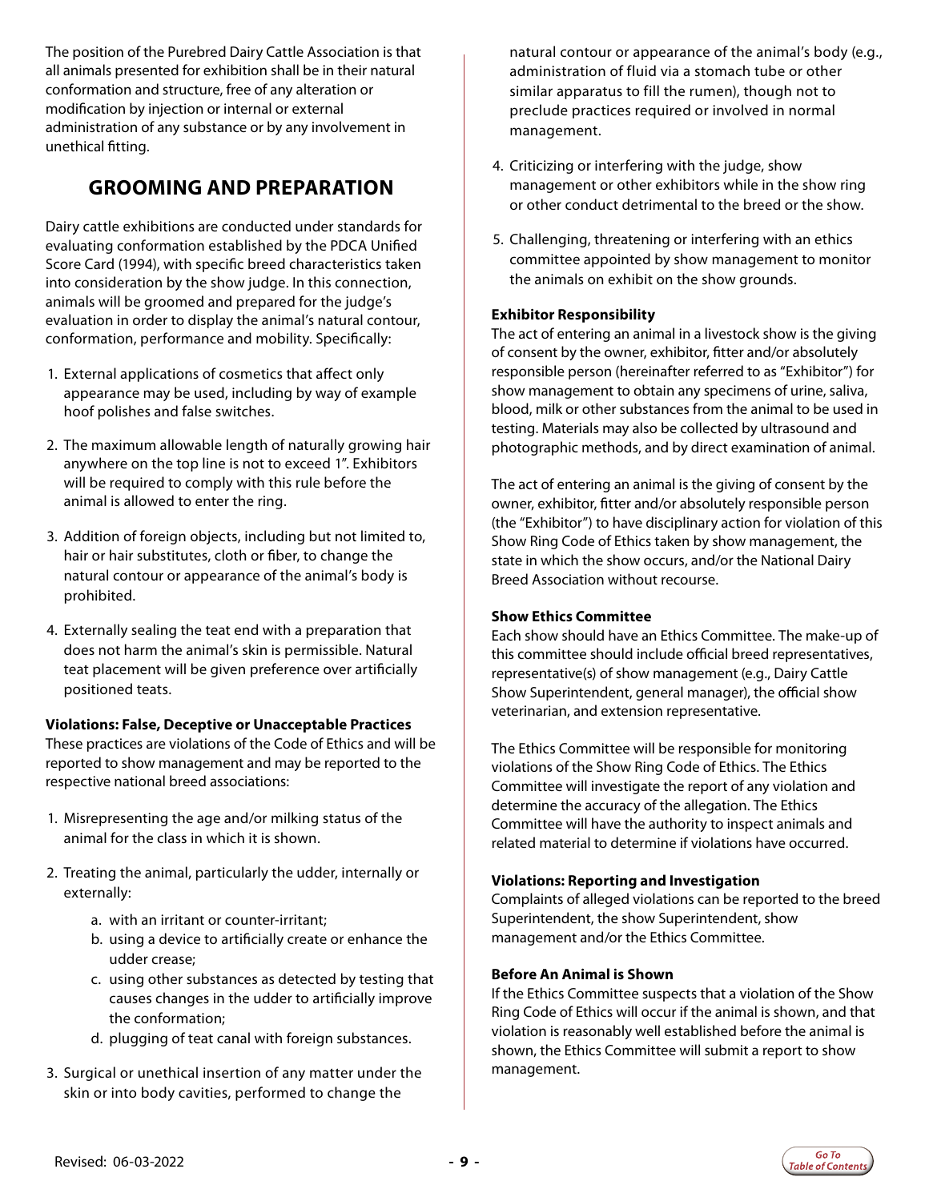The position of the Purebred Dairy Cattle Association is that all animals presented for exhibition shall be in their natural conformation and structure, free of any alteration or modification by injection or internal or external administration of any substance or by any involvement in unethical fitting.

## GROOMING AND PREPARATION

Dairy cattle exhibitions are conducted under standards for evaluating conformation established by the PDCA Unified Score Card (1994), with specific breed characteristics taken into consideration by the show judge. In this connection, animals will be groomed and prepared for the judge's evaluation in order to display the animal's natural contour, conformation, performance and mobility. Specifically:

1. External applications of cosmetics that affect only appearance may be used, including by way of example hoof polishes and false switches.
2. The maximum allowable length of naturally growing hair anywhere on the top line is not to exceed 1". Exhibitors will be required to comply with this rule before the animal is allowed to enter the ring.
3. Addition of foreign objects, including but not limited to, hair or hair substitutes, cloth or fiber, to change the natural contour or appearance of the animal's body is prohibited.
4. Externally sealing the teat end with a preparation that does not harm the animal's skin is permissible. Natural teat placement will be given preference over artificially positioned teats.

**Violations: False, Deceptive or Unacceptable Practices**
These practices are violations of the Code of Ethics and will be reported to show management and may be reported to the respective national breed associations:

1. Misrepresenting the age and/or milking status of the animal for the class in which it is shown.
2. Treating the animal, particularly the udder, internally or externally:
   a. with an irritant or counter-irritant;
   b. using a device to artificially create or enhance the udder crease;
   c. using other substances as detected by testing that causes changes in the udder to artificially improve the conformation;
   d. plugging of teat canal with foreign substances.
3. Surgical or unethical insertion of any matter under the skin or into body cavities, performed to change the natural contour or appearance of the animal's body (e.g., administration of fluid via a stomach tube or other similar apparatus to fill the rumen), though not to preclude practices required or involved in normal management.
4. Criticizing or interfering with the judge, show management or other exhibitors while in the show ring or other conduct detrimental to the breed or the show.
5. Challenging, threatening or interfering with an ethics committee appointed by show management to monitor the animals on exhibit on the show grounds.

**Exhibitor Responsibility**
The act of entering an animal in a livestock show is the giving of consent by the owner, exhibitor, fitter and/or absolutely responsible person (hereinafter referred to as "Exhibitor") for show management to obtain any specimens of urine, saliva, blood, milk or other substances from the animal to be used in testing. Materials may also be collected by ultrasound and photographic methods, and by direct examination of animal.

The act of entering an animal is the giving of consent by the owner, exhibitor, fitter and/or absolutely responsible person (the "Exhibitor") to have disciplinary action for violation of this Show Ring Code of Ethics taken by show management, the state in which the show occurs, and/or the National Dairy Breed Association without recourse.

**Show Ethics Committee**
Each show should have an Ethics Committee. The make-up of this committee should include official breed representatives, representative(s) of show management (e.g., Dairy Cattle Show Superintendent, general manager), the official show veterinarian, and extension representative.

The Ethics Committee will be responsible for monitoring violations of the Show Ring Code of Ethics. The Ethics Committee will investigate the report of any violation and determine the accuracy of the allegation. The Ethics Committee will have the authority to inspect animals and related material to determine if violations have occurred.

**Violations: Reporting and Investigation**
Complaints of alleged violations can be reported to the breed Superintendent, the show Superintendent, show management and/or the Ethics Committee.

**Before An Animal is Shown**
If the Ethics Committee suspects that a violation of the Show Ring Code of Ethics will occur if the animal is shown, and that violation is reasonably well established before the animal is shown, the Ethics Committee will submit a report to show management.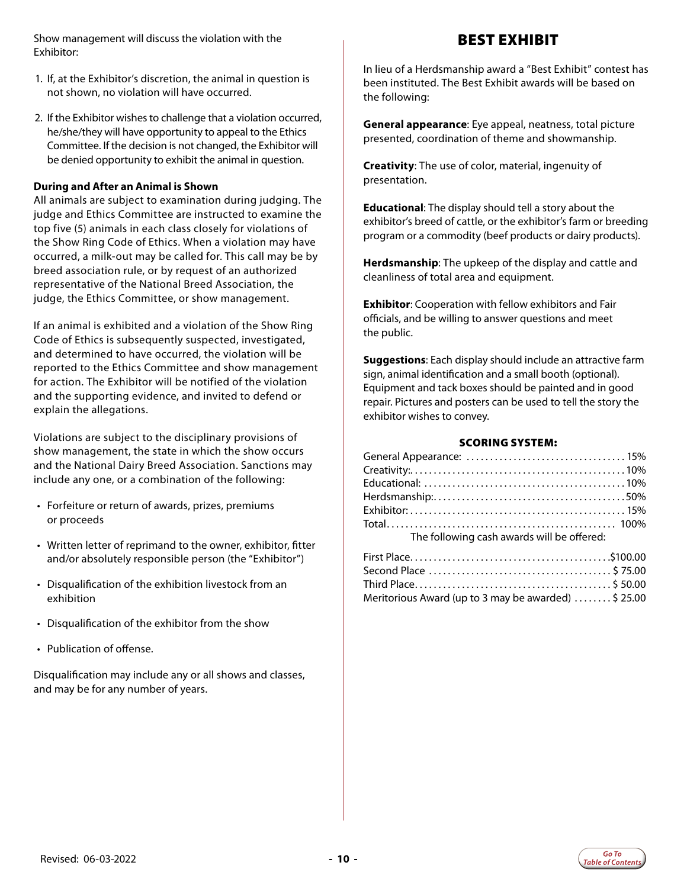Show management will discuss the violation with the Exhibitor:

1. If, at the Exhibitor's discretion, the animal in question is not shown, no violation will have occurred.
2. If the Exhibitor wishes to challenge that a violation occurred, he/she/they will have opportunity to appeal to the Ethics Committee. If the decision is not changed, the Exhibitor will be denied opportunity to exhibit the animal in question.

**During and After an Animal is Shown**
All animals are subject to examination during judging. The judge and Ethics Committee are instructed to examine the top five (5) animals in each class closely for violations of the Show Ring Code of Ethics. When a violation may have occurred, a milk-out may be called for. This call may be by breed association rule, or by request of an authorized representative of the National Breed Association, the judge, the Ethics Committee, or show management.

If an animal is exhibited and a violation of the Show Ring Code of Ethics is subsequently suspected, investigated, and determined to have occurred, the violation will be reported to the Ethics Committee and show management for action. The Exhibitor will be notified of the violation and the supporting evidence, and invited to defend or explain the allegations.

Violations are subject to the disciplinary provisions of show management, the state in which the show occurs and the National Dairy Breed Association. Sanctions may include any one, or a combination of the following:

- Forfeiture or return of awards, prizes, premiums or proceeds
- Written letter of reprimand to the owner, exhibitor, fitter and/or absolutely responsible person (the "Exhibitor")
- Disqualification of the exhibition livestock from an exhibition
- Disqualification of the exhibitor from the show
- Publication of offense.

Disqualification may include any or all shows and classes, and may be for any number of years.

# BEST EXHIBIT

In lieu of a Herdsmanship award a "Best Exhibit" contest has been instituted. The Best Exhibit awards will be based on the following:

**General appearance**: Eye appeal, neatness, total picture presented, coordination of theme and showmanship.

**Creativity**: The use of color, material, ingenuity of presentation.

**Educational**: The display should tell a story about the exhibitor's breed of cattle, or the exhibitor's farm or breeding program or a commodity (beef products or dairy products).

**Herdsmanship**: The upkeep of the display and cattle and cleanliness of total area and equipment.

**Exhibitor**: Cooperation with fellow exhibitors and Fair officials, and be willing to answer questions and meet the public.

**Suggestions**: Each display should include an attractive farm sign, animal identification and a small booth (optional). Equipment and tack boxes should be painted and in good repair. Pictures and posters can be used to tell the story the exhibitor wishes to convey.

## SCORING SYSTEM:

| | |
|---|---|
| General Appearance: | 15% |
| Creativity: | 10% |
| Educational: | 10% |
| Herdsmanship: | 50% |
| Exhibitor: | 15% |
| Total | 100% |

The following cash awards will be offered:

| | |
|---|---|
| First Place | $100.00 |
| Second Place | $ 75.00 |
| Third Place | $ 50.00 |
| Meritorious Award (up to 3 may be awarded) | $ 25.00 |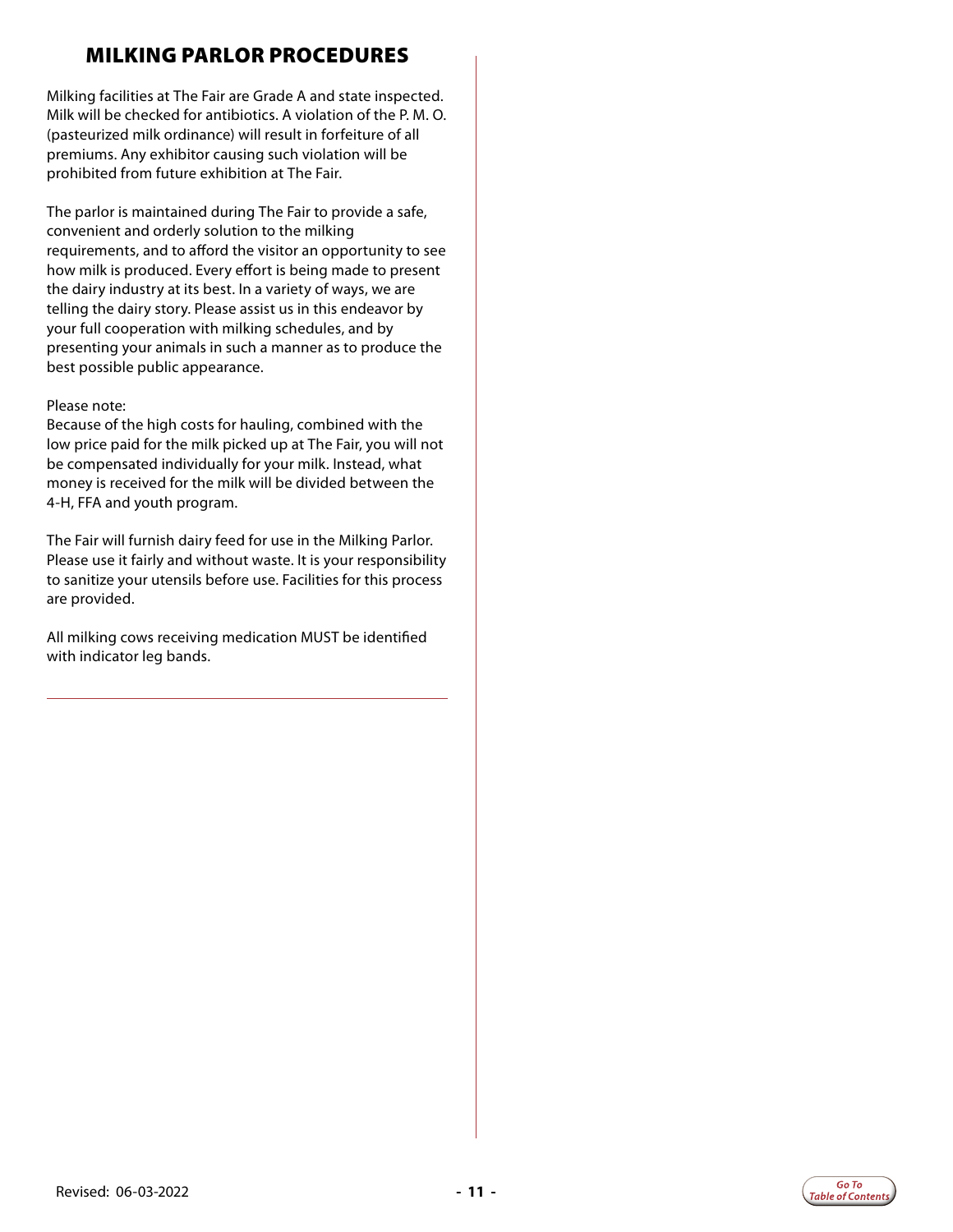## MILKING PARLOR PROCEDURES

Milking facilities at The Fair are Grade A and state inspected. Milk will be checked for antibiotics. A violation of the P. M. O. (pasteurized milk ordinance) will result in forfeiture of all premiums. Any exhibitor causing such violation will be prohibited from future exhibition at The Fair.

The parlor is maintained during The Fair to provide a safe, convenient and orderly solution to the milking requirements, and to afford the visitor an opportunity to see how milk is produced. Every effort is being made to present the dairy industry at its best. In a variety of ways, we are telling the dairy story. Please assist us in this endeavor by your full cooperation with milking schedules, and by presenting your animals in such a manner as to produce the best possible public appearance.

Please note:
Because of the high costs for hauling, combined with the low price paid for the milk picked up at The Fair, you will not be compensated individually for your milk. Instead, what money is received for the milk will be divided between the 4-H, FFA and youth program.

The Fair will furnish dairy feed for use in the Milking Parlor. Please use it fairly and without waste. It is your responsibility to sanitize your utensils before use. Facilities for this process are provided.

All milking cows receiving medication MUST be identified with indicator leg bands.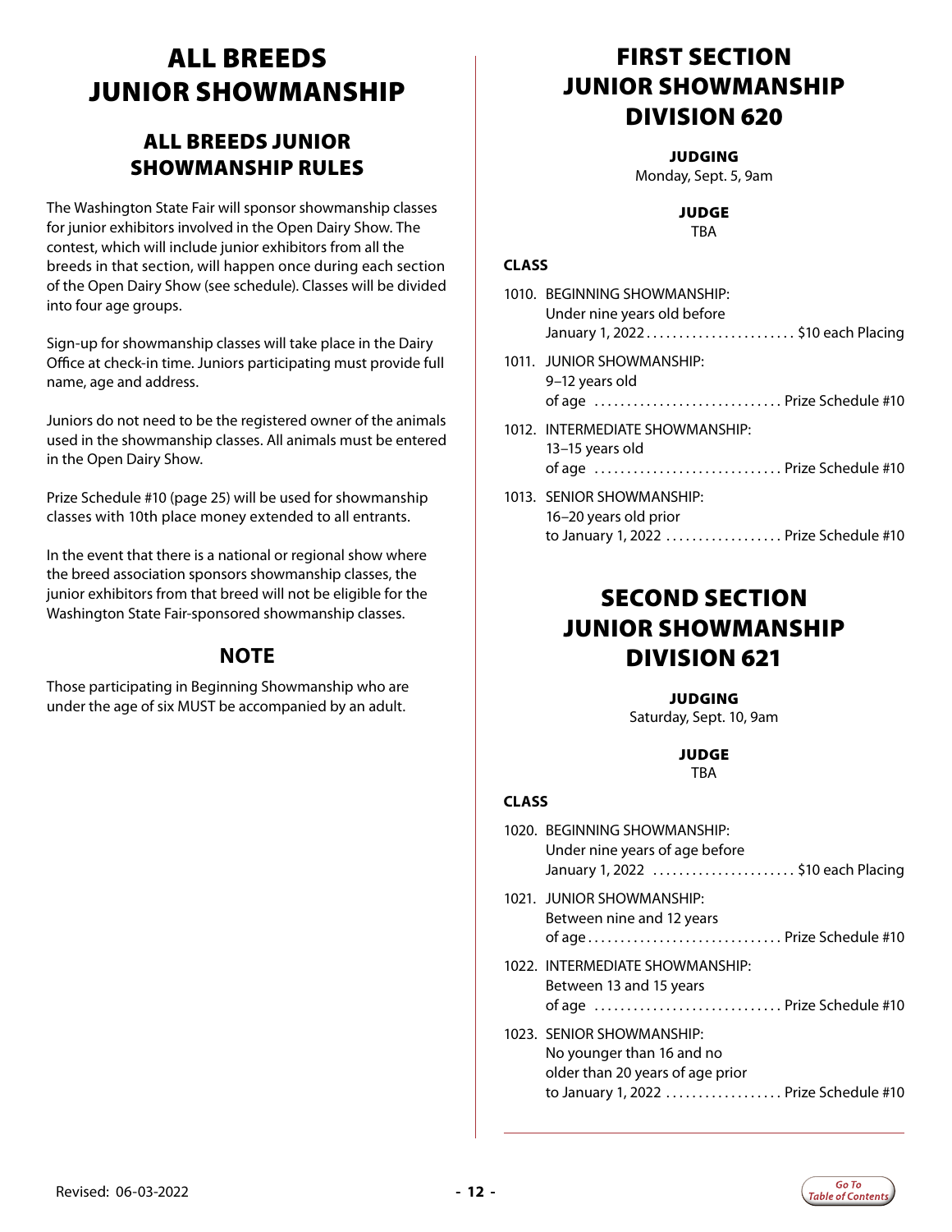# ALL BREEDS JUNIOR SHOWMANSHIP

## ALL BREEDS JUNIOR SHOWMANSHIP RULES

The Washington State Fair will sponsor showmanship classes for junior exhibitors involved in the Open Dairy Show. The contest, which will include junior exhibitors from all the breeds in that section, will happen once during each section of the Open Dairy Show (see schedule). Classes will be divided into four age groups.

Sign-up for showmanship classes will take place in the Dairy Office at check-in time. Juniors participating must provide full name, age and address.

Juniors do not need to be the registered owner of the animals used in the showmanship classes. All animals must be entered in the Open Dairy Show.

Prize Schedule #10 (page 25) will be used for showmanship classes with 10th place money extended to all entrants.

In the event that there is a national or regional show where the breed association sponsors showmanship classes, the junior exhibitors from that breed will not be eligible for the Washington State Fair-sponsored showmanship classes.

## NOTE

Those participating in Beginning Showmanship who are under the age of six MUST be accompanied by an adult.

# FIRST SECTION JUNIOR SHOWMANSHIP DIVISION 620

**JUDGING**
Monday, Sept. 5, 9am

**JUDGE**
TBA

**CLASS**

1010. BEGINNING SHOWMANSHIP: Under nine years old before January 1, 2022 .......... $10 each Placing
1011. JUNIOR SHOWMANSHIP: 9–12 years old of age .......... Prize Schedule #10
1012. INTERMEDIATE SHOWMANSHIP: 13–15 years old of age .......... Prize Schedule #10
1013. SENIOR SHOWMANSHIP: 16–20 years old prior to January 1, 2022 .......... Prize Schedule #10

# SECOND SECTION JUNIOR SHOWMANSHIP DIVISION 621

**JUDGING**
Saturday, Sept. 10, 9am

**JUDGE**
TBA

**CLASS**

1020. BEGINNING SHOWMANSHIP: Under nine years of age before January 1, 2022 .......... $10 each Placing
1021. JUNIOR SHOWMANSHIP: Between nine and 12 years of age .......... Prize Schedule #10
1022. INTERMEDIATE SHOWMANSHIP: Between 13 and 15 years of age .......... Prize Schedule #10
1023. SENIOR SHOWMANSHIP: No younger than 16 and no older than 20 years of age prior to January 1, 2022 .......... Prize Schedule #10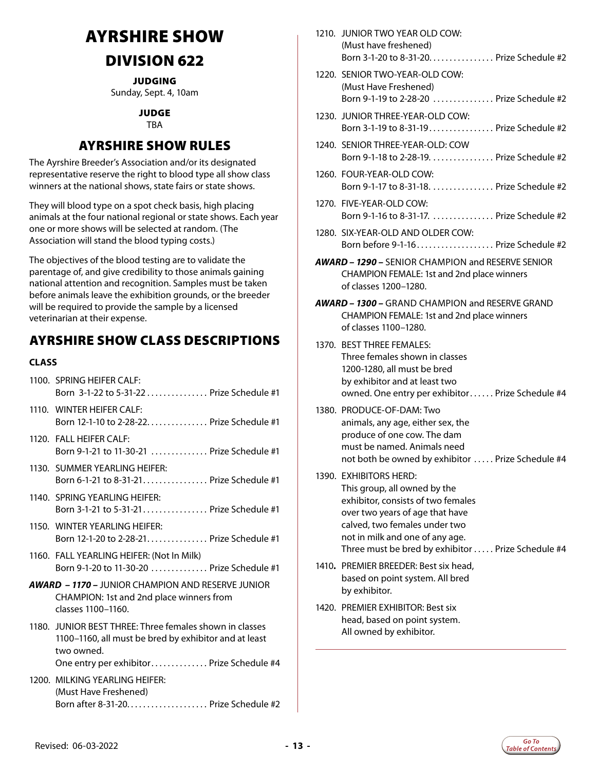# AYRSHIRE SHOW

## DIVISION 622

**JUDGING**
Sunday, Sept. 4, 10am

**JUDGE**
TBA

## AYRSHIRE SHOW RULES

The Ayrshire Breeder's Association and/or its designated representative reserve the right to blood type all show class winners at the national shows, state fairs or state shows.

They will blood type on a spot check basis, high placing animals at the four national regional or state shows. Each year one or more shows will be selected at random. (The Association will stand the blood typing costs.)

The objectives of the blood testing are to validate the parentage of, and give credibility to those animals gaining national attention and recognition. Samples must be taken before animals leave the exhibition grounds, or the breeder will be required to provide the sample by a licensed veterinarian at their expense.

## AYRSHIRE SHOW CLASS DESCRIPTIONS

**CLASS**

1100. SPRING HEIFER CALF:
Born 3-1-22 to 5-31-22 . . . . . . . . . . . . . . . Prize Schedule #1

1110. WINTER HEIFER CALF:
Born 12-1-10 to 2-28-22. . . . . . . . . . . . . . . Prize Schedule #1

1120. FALL HEIFER CALF:
Born 9-1-21 to 11-30-21 . . . . . . . . . . . . . . Prize Schedule #1

1130. SUMMER YEARLING HEIFER:
Born 6-1-21 to 8-31-21. . . . . . . . . . . . . . . . Prize Schedule #1

1140. SPRING YEARLING HEIFER:
Born 3-1-21 to 5-31-21. . . . . . . . . . . . . . . . Prize Schedule #1

1150. WINTER YEARLING HEIFER:
Born 12-1-20 to 2-28-21. . . . . . . . . . . . . . . Prize Schedule #1

1160. FALL YEARLING HEIFER: (Not In Milk)
Born 9-1-20 to 11-30-20 . . . . . . . . . . . . . . Prize Schedule #1

***AWARD – 1170 –*** JUNIOR CHAMPION AND RESERVE JUNIOR CHAMPION: 1st and 2nd place winners from classes 1100–1160.

1180. JUNIOR BEST THREE: Three females shown in classes 1100–1160, all must be bred by exhibitor and at least two owned.
One entry per exhibitor. . . . . . . . . . . . . . Prize Schedule #4

1200. MILKING YEARLING HEIFER:
(Must Have Freshened)
Born after 8-31-20. . . . . . . . . . . . . . . . . . . . Prize Schedule #2

1210. JUNIOR TWO YEAR OLD COW:
(Must have freshened)
Born 3-1-20 to 8-31-20. . . . . . . . . . . . . . . . Prize Schedule #2

1220. SENIOR TWO-YEAR-OLD COW:
(Must Have Freshened)
Born 9-1-19 to 2-28-20 . . . . . . . . . . . . . . . Prize Schedule #2

1230. JUNIOR THREE-YEAR-OLD COW:
Born 3-1-19 to 8-31-19. . . . . . . . . . . . . . . . Prize Schedule #2

1240. SENIOR THREE-YEAR-OLD: COW
Born 9-1-18 to 2-28-19. . . . . . . . . . . . . . . . Prize Schedule #2

1260. FOUR-YEAR-OLD COW:
Born 9-1-17 to 8-31-18. . . . . . . . . . . . . . . . Prize Schedule #2

1270. FIVE-YEAR-OLD COW:
Born 9-1-16 to 8-31-17. . . . . . . . . . . . . . . . Prize Schedule #2

1280. SIX-YEAR-OLD AND OLDER COW:
Born before 9-1-16. . . . . . . . . . . . . . . . . . . Prize Schedule #2

***AWARD – 1290 –*** SENIOR CHAMPION and RESERVE SENIOR CHAMPION FEMALE: 1st and 2nd place winners of classes 1200–1280.

***AWARD – 1300 –*** GRAND CHAMPION and RESERVE GRAND CHAMPION FEMALE: 1st and 2nd place winners of classes 1100–1280.

1370. BEST THREE FEMALES:
Three females shown in classes 1200-1280, all must be bred by exhibitor and at least two owned. One entry per exhibitor. . . . . . Prize Schedule #4

1380. PRODUCE-OF-DAM: Two animals, any age, either sex, the produce of one cow. The dam must be named. Animals need not both be owned by exhibitor . . . . . Prize Schedule #4

1390. EXHIBITORS HERD:
This group, all owned by the exhibitor, consists of two females over two years of age that have calved, two females under two not in milk and one of any age. Three must be bred by exhibitor . . . . . Prize Schedule #4

1410**.** PREMIER BREEDER: Best six head, based on point system. All bred by exhibitor.

1420. PREMIER EXHIBITOR: Best six head, based on point system. All owned by exhibitor.

Revised: 06-03-2022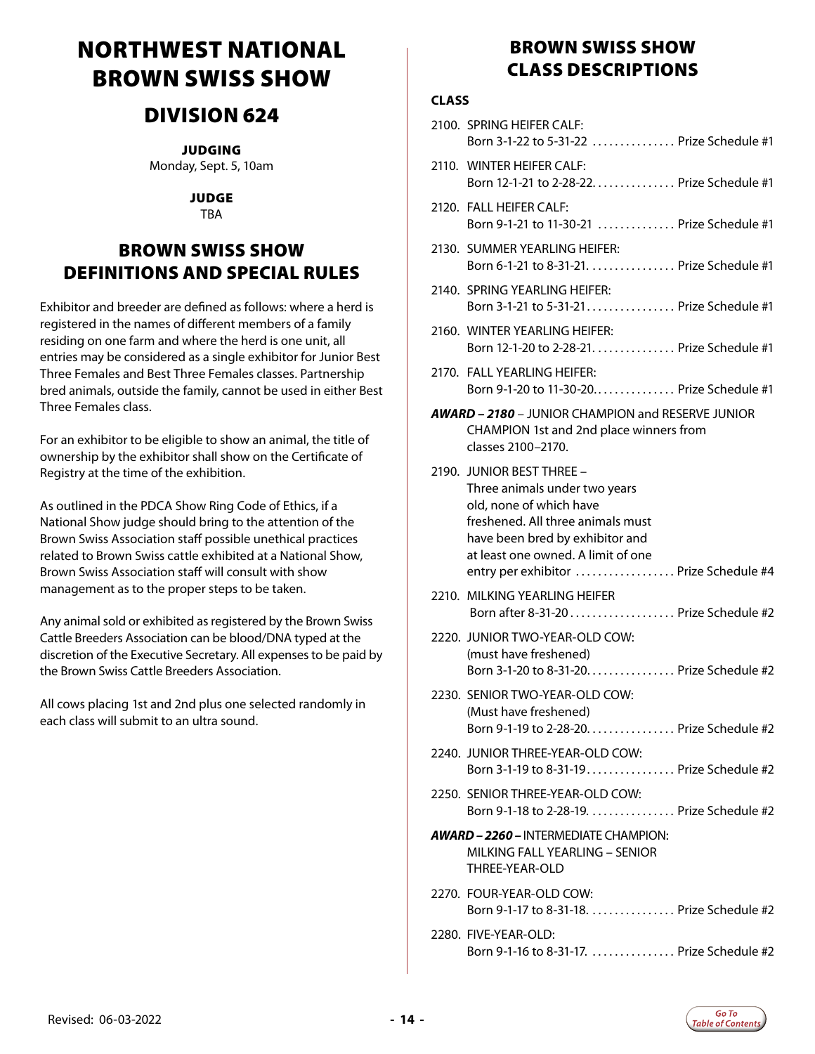# NORTHWEST NATIONAL BROWN SWISS SHOW

## DIVISION 624

**JUDGING**
Monday, Sept. 5, 10am

**JUDGE**
TBA

## BROWN SWISS SHOW DEFINITIONS AND SPECIAL RULES

Exhibitor and breeder are defined as follows: where a herd is registered in the names of different members of a family residing on one farm and where the herd is one unit, all entries may be considered as a single exhibitor for Junior Best Three Females and Best Three Females classes. Partnership bred animals, outside the family, cannot be used in either Best Three Females class.

For an exhibitor to be eligible to show an animal, the title of ownership by the exhibitor shall show on the Certificate of Registry at the time of the exhibition.

As outlined in the PDCA Show Ring Code of Ethics, if a National Show judge should bring to the attention of the Brown Swiss Association staff possible unethical practices related to Brown Swiss cattle exhibited at a National Show, Brown Swiss Association staff will consult with show management as to the proper steps to be taken.

Any animal sold or exhibited as registered by the Brown Swiss Cattle Breeders Association can be blood/DNA typed at the discretion of the Executive Secretary. All expenses to be paid by the Brown Swiss Cattle Breeders Association.

All cows placing 1st and 2nd plus one selected randomly in each class will submit to an ultra sound.

## BROWN SWISS SHOW CLASS DESCRIPTIONS

**CLASS**

2100. SPRING HEIFER CALF:
Born 3-1-22 to 5-31-22 ............... Prize Schedule #1

2110. WINTER HEIFER CALF:
Born 12-1-21 to 2-28-22............... Prize Schedule #1

2120. FALL HEIFER CALF:
Born 9-1-21 to 11-30-21 .............. Prize Schedule #1

2130. SUMMER YEARLING HEIFER:
Born 6-1-21 to 8-31-21................ Prize Schedule #1

2140. SPRING YEARLING HEIFER:
Born 3-1-21 to 5-31-21................ Prize Schedule #1

2160. WINTER YEARLING HEIFER:
Born 12-1-20 to 2-28-21............... Prize Schedule #1

2170. FALL YEARLING HEIFER:
Born 9-1-20 to 11-30-20............... Prize Schedule #1

***AWARD – 2180*** – JUNIOR CHAMPION and RESERVE JUNIOR CHAMPION 1st and 2nd place winners from classes 2100–2170.

2190. JUNIOR BEST THREE –
Three animals under two years old, none of which have freshened. All three animals must have been bred by exhibitor and at least one owned. A limit of one entry per exhibitor .................. Prize Schedule #4

2210. MILKING YEARLING HEIFER
Born after 8-31-20................... Prize Schedule #2

2220. JUNIOR TWO-YEAR-OLD COW:
(must have freshened)
Born 3-1-20 to 8-31-20................ Prize Schedule #2

2230. SENIOR TWO-YEAR-OLD COW:
(Must have freshened)
Born 9-1-19 to 2-28-20................ Prize Schedule #2

2240. JUNIOR THREE-YEAR-OLD COW:
Born 3-1-19 to 8-31-19................ Prize Schedule #2

2250. SENIOR THREE-YEAR-OLD COW:
Born 9-1-18 to 2-28-19. ............... Prize Schedule #2

***AWARD – 2260 –*** INTERMEDIATE CHAMPION: MILKING FALL YEARLING – SENIOR THREE-YEAR-OLD

2270. FOUR-YEAR-OLD COW:
Born 9-1-17 to 8-31-18. ............... Prize Schedule #2

2280. FIVE-YEAR-OLD:
Born 9-1-16 to 8-31-17. ............... Prize Schedule #2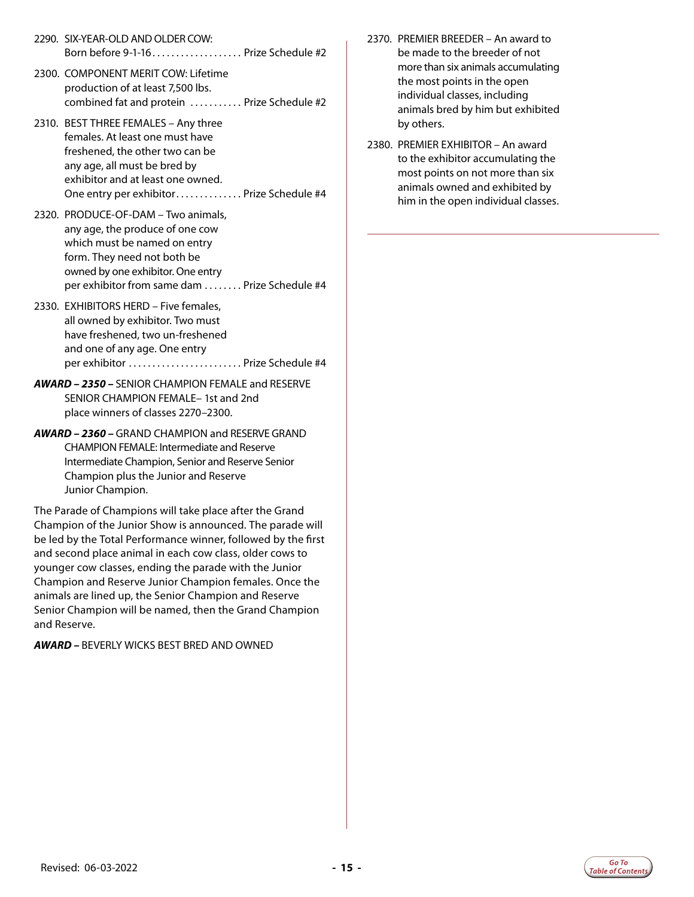2290. SIX-YEAR-OLD AND OLDER COW: Born before 9-1-16 . . . . . . . . . . . . . . . . . . . Prize Schedule #2

2300. COMPONENT MERIT COW: Lifetime production of at least 7,500 lbs. combined fat and protein . . . . . . . . . . . Prize Schedule #2

2310. BEST THREE FEMALES – Any three females. At least one must have freshened, the other two can be any age, all must be bred by exhibitor and at least one owned. One entry per exhibitor . . . . . . . . . . . . . . Prize Schedule #4

2320. PRODUCE-OF-DAM – Two animals, any age, the produce of one cow which must be named on entry form. They need not both be owned by one exhibitor. One entry per exhibitor from same dam . . . . . . . . Prize Schedule #4

2330. EXHIBITORS HERD – Five females, all owned by exhibitor. Two must have freshened, two un-freshened and one of any age. One entry per exhibitor . . . . . . . . . . . . . . . . . . . . . . . . Prize Schedule #4

***AWARD – 2350 –*** SENIOR CHAMPION FEMALE and RESERVE SENIOR CHAMPION FEMALE– 1st and 2nd place winners of classes 2270–2300.

***AWARD – 2360 –*** GRAND CHAMPION and RESERVE GRAND CHAMPION FEMALE: Intermediate and Reserve Intermediate Champion, Senior and Reserve Senior Champion plus the Junior and Reserve Junior Champion.

The Parade of Champions will take place after the Grand Champion of the Junior Show is announced. The parade will be led by the Total Performance winner, followed by the first and second place animal in each cow class, older cows to younger cow classes, ending the parade with the Junior Champion and Reserve Junior Champion females. Once the animals are lined up, the Senior Champion and Reserve Senior Champion will be named, then the Grand Champion and Reserve.

***AWARD –*** BEVERLY WICKS BEST BRED AND OWNED

2370. PREMIER BREEDER – An award to be made to the breeder of not more than six animals accumulating the most points in the open individual classes, including animals bred by him but exhibited by others.

2380. PREMIER EXHIBITOR – An award to the exhibitor accumulating the most points on not more than six animals owned and exhibited by him in the open individual classes.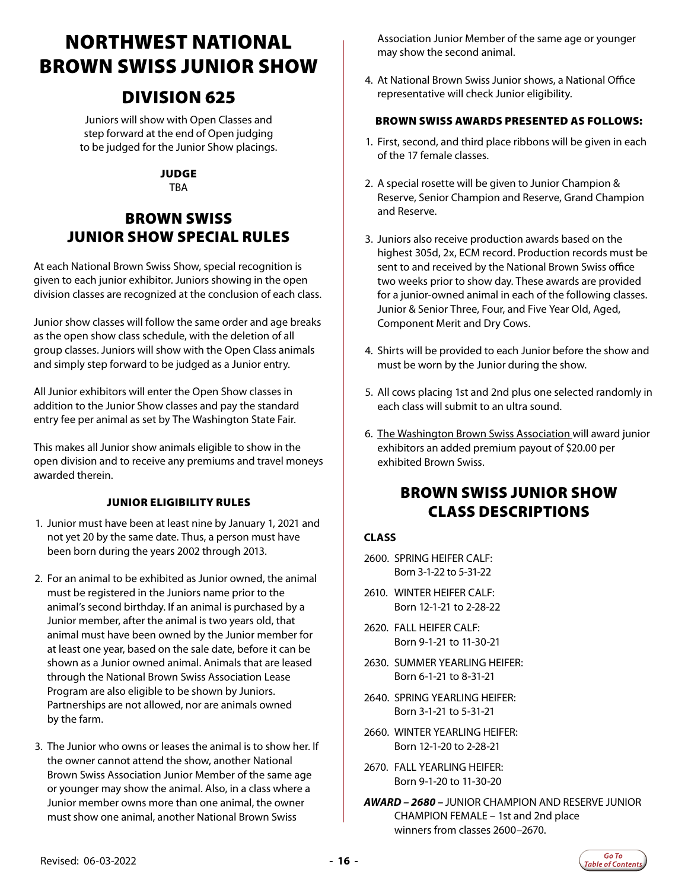# NORTHWEST NATIONAL BROWN SWISS JUNIOR SHOW

## DIVISION 625

Juniors will show with Open Classes and step forward at the end of Open judging to be judged for the Junior Show placings.

**JUDGE**
TBA

## BROWN SWISS JUNIOR SHOW SPECIAL RULES

At each National Brown Swiss Show, special recognition is given to each junior exhibitor. Juniors showing in the open division classes are recognized at the conclusion of each class.

Junior show classes will follow the same order and age breaks as the open show class schedule, with the deletion of all group classes. Juniors will show with the Open Class animals and simply step forward to be judged as a Junior entry.

All Junior exhibitors will enter the Open Show classes in addition to the Junior Show classes and pay the standard entry fee per animal as set by The Washington State Fair.

This makes all Junior show animals eligible to show in the open division and to receive any premiums and travel moneys awarded therein.

### JUNIOR ELIGIBILITY RULES

1. Junior must have been at least nine by January 1, 2021 and not yet 20 by the same date. Thus, a person must have been born during the years 2002 through 2013.
2. For an animal to be exhibited as Junior owned, the animal must be registered in the Juniors name prior to the animal's second birthday. If an animal is purchased by a Junior member, after the animal is two years old, that animal must have been owned by the Junior member for at least one year, based on the sale date, before it can be shown as a Junior owned animal. Animals that are leased through the National Brown Swiss Association Lease Program are also eligible to be shown by Juniors. Partnerships are not allowed, nor are animals owned by the farm.
3. The Junior who owns or leases the animal is to show her. If the owner cannot attend the show, another National Brown Swiss Association Junior Member of the same age or younger may show the animal. Also, in a class where a Junior member owns more than one animal, the owner must show one animal, another National Brown Swiss Association Junior Member of the same age or younger may show the second animal.
4. At National Brown Swiss Junior shows, a National Office representative will check Junior eligibility.

### BROWN SWISS AWARDS PRESENTED AS FOLLOWS:

1. First, second, and third place ribbons will be given in each of the 17 female classes.
2. A special rosette will be given to Junior Champion & Reserve, Senior Champion and Reserve, Grand Champion and Reserve.
3. Juniors also receive production awards based on the highest 305d, 2x, ECM record. Production records must be sent to and received by the National Brown Swiss office two weeks prior to show day. These awards are provided for a junior-owned animal in each of the following classes. Junior & Senior Three, Four, and Five Year Old, Aged, Component Merit and Dry Cows.
4. Shirts will be provided to each Junior before the show and must be worn by the Junior during the show.
5. All cows placing 1st and 2nd plus one selected randomly in each class will submit to an ultra sound.
6. The Washington Brown Swiss Association will award junior exhibitors an added premium payout of $20.00 per exhibited Brown Swiss.

## BROWN SWISS JUNIOR SHOW CLASS DESCRIPTIONS

**CLASS**

2600. SPRING HEIFER CALF: Born 3-1-22 to 5-31-22

2610. WINTER HEIFER CALF: Born 12-1-21 to 2-28-22

2620. FALL HEIFER CALF: Born 9-1-21 to 11-30-21

2630. SUMMER YEARLING HEIFER: Born 6-1-21 to 8-31-21

2640. SPRING YEARLING HEIFER: Born 3-1-21 to 5-31-21

2660. WINTER YEARLING HEIFER: Born 12-1-20 to 2-28-21

2670. FALL YEARLING HEIFER: Born 9-1-20 to 11-30-20

***AWARD – 2680 –*** JUNIOR CHAMPION AND RESERVE JUNIOR CHAMPION FEMALE – 1st and 2nd place winners from classes 2600–2670.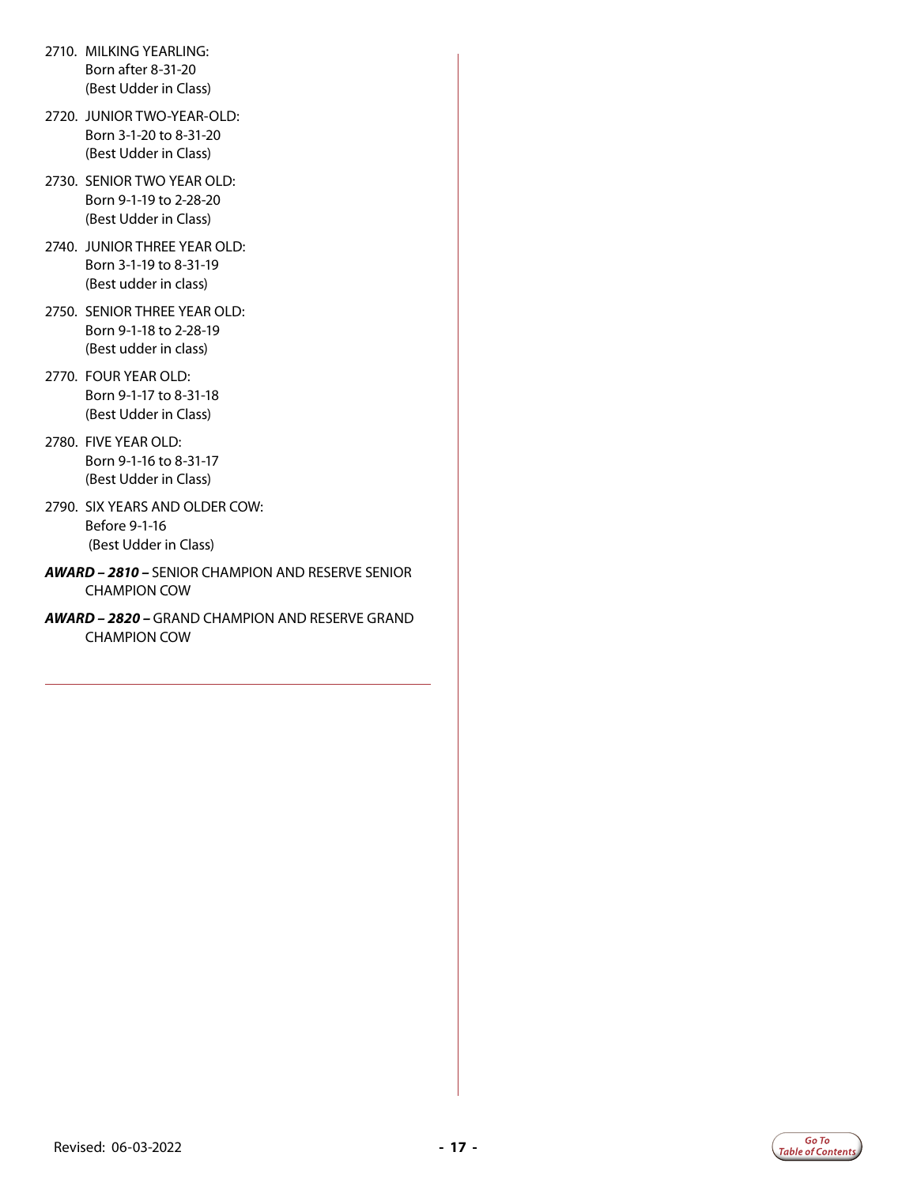2710. MILKING YEARLING:
Born after 8-31-20
(Best Udder in Class)

2720. JUNIOR TWO-YEAR-OLD:
Born 3-1-20 to 8-31-20
(Best Udder in Class)

2730. SENIOR TWO YEAR OLD:
Born 9-1-19 to 2-28-20
(Best Udder in Class)

2740. JUNIOR THREE YEAR OLD:
Born 3-1-19 to 8-31-19
(Best udder in class)

2750. SENIOR THREE YEAR OLD:
Born 9-1-18 to 2-28-19
(Best udder in class)

2770. FOUR YEAR OLD:
Born 9-1-17 to 8-31-18
(Best Udder in Class)

2780. FIVE YEAR OLD:
Born 9-1-16 to 8-31-17
(Best Udder in Class)

2790. SIX YEARS AND OLDER COW:
Before 9-1-16
(Best Udder in Class)

***AWARD – 2810 –*** SENIOR CHAMPION AND RESERVE SENIOR CHAMPION COW

***AWARD – 2820 –*** GRAND CHAMPION AND RESERVE GRAND CHAMPION COW

Revised: 06-03-2022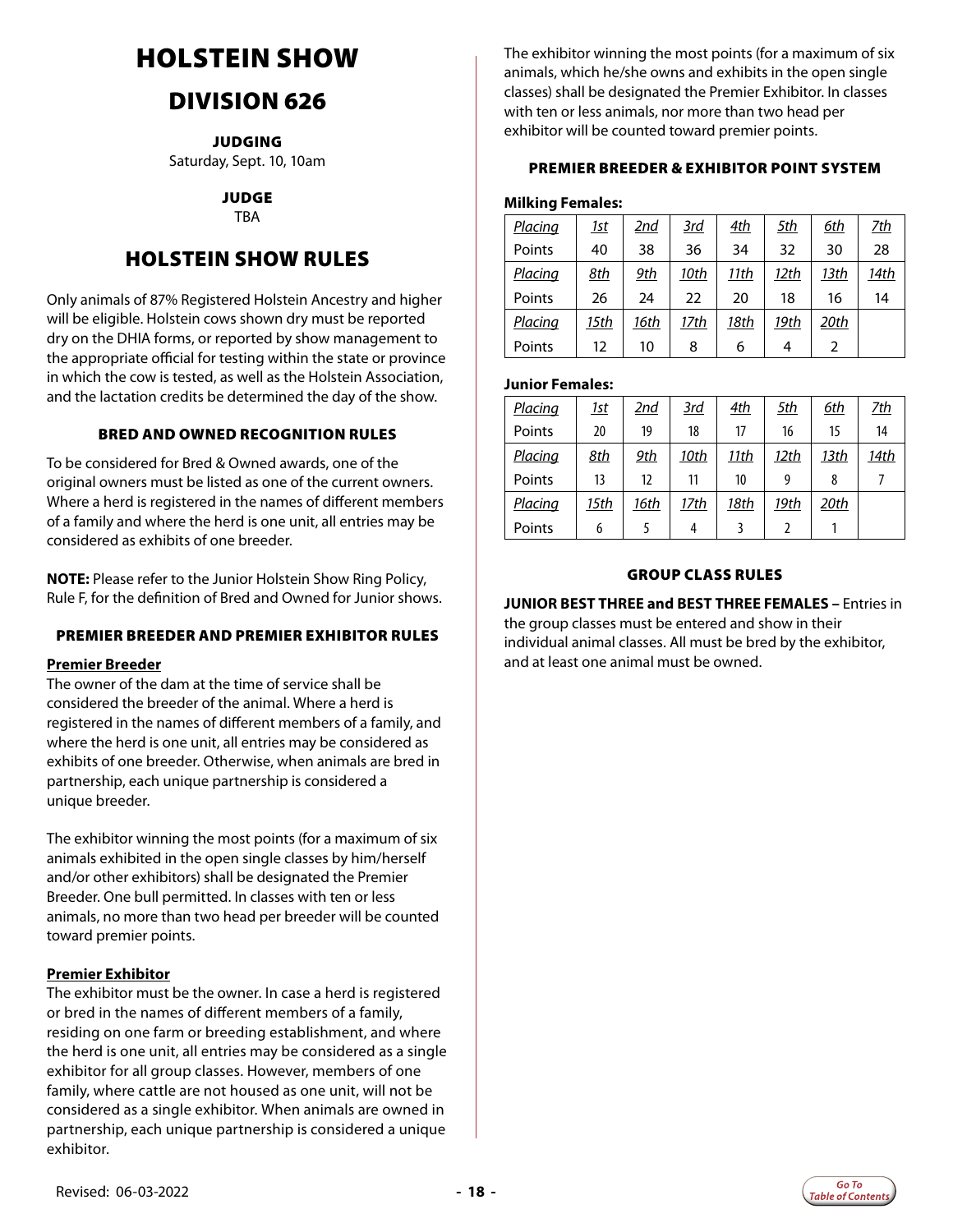# HOLSTEIN SHOW

## DIVISION 626

**JUDGING**

Saturday, Sept. 10, 10am

**JUDGE**

TBA

## HOLSTEIN SHOW RULES

Only animals of 87% Registered Holstein Ancestry and higher will be eligible. Holstein cows shown dry must be reported dry on the DHIA forms, or reported by show management to the appropriate official for testing within the state or province in which the cow is tested, as well as the Holstein Association, and the lactation credits be determined the day of the show.

### BRED AND OWNED RECOGNITION RULES

To be considered for Bred & Owned awards, one of the original owners must be listed as one of the current owners. Where a herd is registered in the names of different members of a family and where the herd is one unit, all entries may be considered as exhibits of one breeder.

**NOTE:** Please refer to the Junior Holstein Show Ring Policy, Rule F, for the definition of Bred and Owned for Junior shows.

### PREMIER BREEDER AND PREMIER EXHIBITOR RULES

**Premier Breeder**

The owner of the dam at the time of service shall be considered the breeder of the animal. Where a herd is registered in the names of different members of a family, and where the herd is one unit, all entries may be considered as exhibits of one breeder. Otherwise, when animals are bred in partnership, each unique partnership is considered a unique breeder.

The exhibitor winning the most points (for a maximum of six animals exhibited in the open single classes by him/herself and/or other exhibitors) shall be designated the Premier Breeder. One bull permitted. In classes with ten or less animals, no more than two head per breeder will be counted toward premier points.

**Premier Exhibitor**

The exhibitor must be the owner. In case a herd is registered or bred in the names of different members of a family, residing on one farm or breeding establishment, and where the herd is one unit, all entries may be considered as a single exhibitor for all group classes. However, members of one family, where cattle are not housed as one unit, will not be considered as a single exhibitor. When animals are owned in partnership, each unique partnership is considered a unique exhibitor.

The exhibitor winning the most points (for a maximum of six animals, which he/she owns and exhibits in the open single classes) shall be designated the Premier Exhibitor. In classes with ten or less animals, nor more than two head per exhibitor will be counted toward premier points.

### PREMIER BREEDER & EXHIBITOR POINT SYSTEM

**Milking Females:**

| *Placing* | *1st* | *2nd* | *3rd* | *4th* | *5th* | *6th* | *7th* |
|---|---|---|---|---|---|---|---|
| Points | 40 | 38 | 36 | 34 | 32 | 30 | 28 |
| *Placing* | *8th* | *9th* | *10th* | *11th* | *12th* | *13th* | *14th* |
| Points | 26 | 24 | 22 | 20 | 18 | 16 | 14 |
| *Placing* | *15th* | *16th* | *17th* | *18th* | *19th* | *20th* | |
| Points | 12 | 10 | 8 | 6 | 4 | 2 | |

**Junior Females:**

| *Placing* | *1st* | *2nd* | *3rd* | *4th* | *5th* | *6th* | *7th* |
|---|---|---|---|---|---|---|---|
| Points | 20 | 19 | 18 | 17 | 16 | 15 | 14 |
| *Placing* | *8th* | *9th* | *10th* | *11th* | *12th* | *13th* | *14th* |
| Points | 13 | 12 | 11 | 10 | 9 | 8 | 7 |
| *Placing* | *15th* | *16th* | *17th* | *18th* | *19th* | *20th* | |
| Points | 6 | 5 | 4 | 3 | 2 | 1 | |

### GROUP CLASS RULES

**JUNIOR BEST THREE and BEST THREE FEMALES –** Entries in the group classes must be entered and show in their individual animal classes. All must be bred by the exhibitor, and at least one animal must be owned.

Revised: 06-03-2022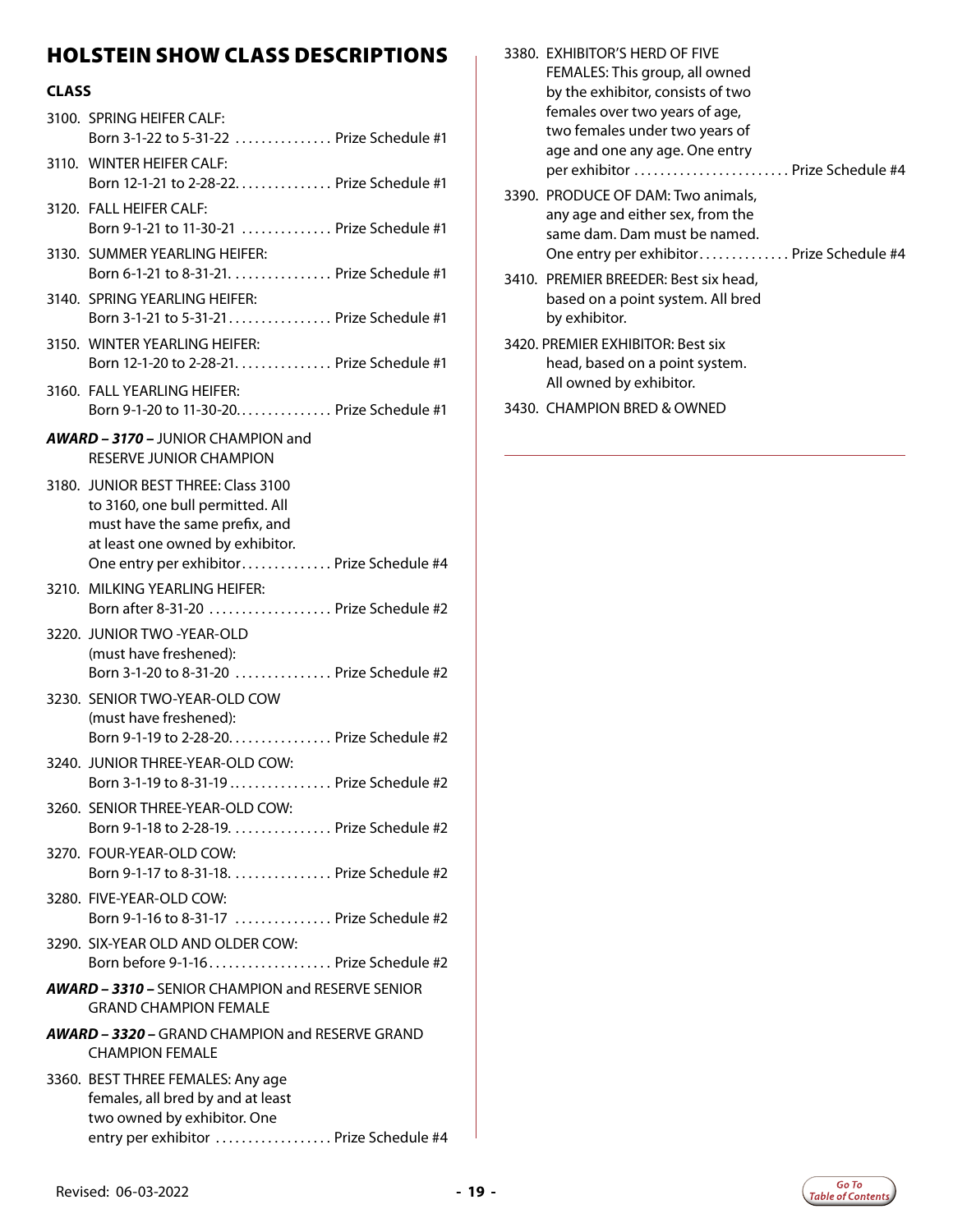# HOLSTEIN SHOW CLASS DESCRIPTIONS

**CLASS**

3100. SPRING HEIFER CALF:
Born 3-1-22 to 5-31-22 ............... Prize Schedule #1

3110. WINTER HEIFER CALF:
Born 12-1-21 to 2-28-22.............. Prize Schedule #1

3120. FALL HEIFER CALF:
Born 9-1-21 to 11-30-21 .............. Prize Schedule #1

3130. SUMMER YEARLING HEIFER:
Born 6-1-21 to 8-31-21................ Prize Schedule #1

3140. SPRING YEARLING HEIFER:
Born 3-1-21 to 5-31-21................ Prize Schedule #1

3150. WINTER YEARLING HEIFER:
Born 12-1-20 to 2-28-21............... Prize Schedule #1

3160. FALL YEARLING HEIFER:
Born 9-1-20 to 11-30-20............... Prize Schedule #1

***AWARD – 3170 –*** JUNIOR CHAMPION and RESERVE JUNIOR CHAMPION

3180. JUNIOR BEST THREE: Class 3100 to 3160, one bull permitted. All must have the same prefix, and at least one owned by exhibitor. One entry per exhibitor.............. Prize Schedule #4

3210. MILKING YEARLING HEIFER:
Born after 8-31-20 ................... Prize Schedule #2

3220. JUNIOR TWO -YEAR-OLD (must have freshened):
Born 3-1-20 to 8-31-20 ............... Prize Schedule #2

3230. SENIOR TWO-YEAR-OLD COW (must have freshened):
Born 9-1-19 to 2-28-20................ Prize Schedule #2

3240. JUNIOR THREE-YEAR-OLD COW:
Born 3-1-19 to 8-31-19 ................ Prize Schedule #2

3260. SENIOR THREE-YEAR-OLD COW:
Born 9-1-18 to 2-28-19. ............... Prize Schedule #2

3270. FOUR-YEAR-OLD COW:
Born 9-1-17 to 8-31-18. ............... Prize Schedule #2

3280. FIVE-YEAR-OLD COW:
Born 9-1-16 to 8-31-17 ............... Prize Schedule #2

3290. SIX-YEAR OLD AND OLDER COW:
Born before 9-1-16................... Prize Schedule #2

***AWARD – 3310 –*** SENIOR CHAMPION and RESERVE SENIOR GRAND CHAMPION FEMALE

***AWARD – 3320 –*** GRAND CHAMPION and RESERVE GRAND CHAMPION FEMALE

3360. BEST THREE FEMALES: Any age females, all bred by and at least two owned by exhibitor. One entry per exhibitor .................. Prize Schedule #4

3380. EXHIBITOR'S HERD OF FIVE FEMALES: This group, all owned by the exhibitor, consists of two females over two years of age, two females under two years of age and one any age. One entry per exhibitor ........................ Prize Schedule #4

3390. PRODUCE OF DAM: Two animals, any age and either sex, from the same dam. Dam must be named. One entry per exhibitor.............. Prize Schedule #4

3410. PREMIER BREEDER: Best six head, based on a point system. All bred by exhibitor.

3420. PREMIER EXHIBITOR: Best six head, based on a point system. All owned by exhibitor.

3430. CHAMPION BRED & OWNED

Revised: 06-03-2022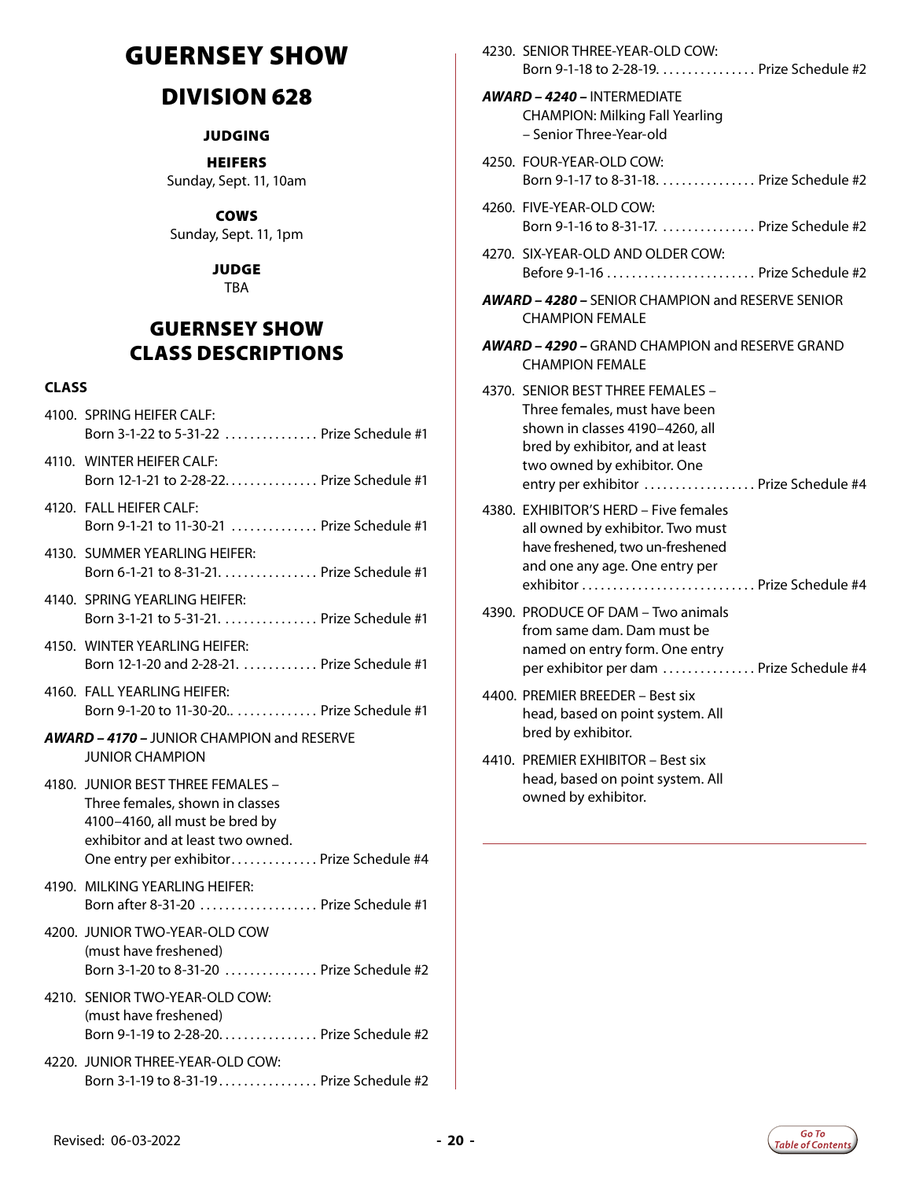# GUERNSEY SHOW

## DIVISION 628

### JUDGING

**HEIFERS**
Sunday, Sept. 11, 10am

**COWS**
Sunday, Sept. 11, 1pm

**JUDGE**
TBA

## GUERNSEY SHOW CLASS DESCRIPTIONS

**CLASS**

4100. SPRING HEIFER CALF:
Born 3-1-22 to 5-31-22 . . . . . . . . . . . . . . . Prize Schedule #1

4110. WINTER HEIFER CALF:
Born 12-1-21 to 2-28-22. . . . . . . . . . . . . . . Prize Schedule #1

4120. FALL HEIFER CALF:
Born 9-1-21 to 11-30-21 . . . . . . . . . . . . . . Prize Schedule #1

4130. SUMMER YEARLING HEIFER:
Born 6-1-21 to 8-31-21. . . . . . . . . . . . . . . Prize Schedule #1

4140. SPRING YEARLING HEIFER:
Born 3-1-21 to 5-31-21. . . . . . . . . . . . . . . Prize Schedule #1

4150. WINTER YEARLING HEIFER:
Born 12-1-20 and 2-28-21. . . . . . . . . . . . Prize Schedule #1

4160. FALL YEARLING HEIFER:
Born 9-1-20 to 11-30-20.. . . . . . . . . . . . . Prize Schedule #1

***AWARD – 4170 –*** JUNIOR CHAMPION and RESERVE JUNIOR CHAMPION

4180. JUNIOR BEST THREE FEMALES – Three females, shown in classes 4100–4160, all must be bred by exhibitor and at least two owned. One entry per exhibitor. . . . . . . . . . . . . Prize Schedule #4

4190. MILKING YEARLING HEIFER:
Born after 8-31-20 . . . . . . . . . . . . . . . . . . Prize Schedule #1

4200. JUNIOR TWO-YEAR-OLD COW (must have freshened)
Born 3-1-20 to 8-31-20 . . . . . . . . . . . . . . . Prize Schedule #2

4210. SENIOR TWO-YEAR-OLD COW: (must have freshened)
Born 9-1-19 to 2-28-20. . . . . . . . . . . . . . . . Prize Schedule #2

4220. JUNIOR THREE-YEAR-OLD COW:
Born 3-1-19 to 8-31-19 . . . . . . . . . . . . . . . . Prize Schedule #2

4230. SENIOR THREE-YEAR-OLD COW:
Born 9-1-18 to 2-28-19. . . . . . . . . . . . . . . . Prize Schedule #2

***AWARD – 4240 –*** INTERMEDIATE CHAMPION: Milking Fall Yearling – Senior Three-Year-old

4250. FOUR-YEAR-OLD COW:
Born 9-1-17 to 8-31-18. . . . . . . . . . . . . . . . Prize Schedule #2

4260. FIVE-YEAR-OLD COW:
Born 9-1-16 to 8-31-17. . . . . . . . . . . . . . . Prize Schedule #2

4270. SIX-YEAR-OLD AND OLDER COW:
Before 9-1-16 . . . . . . . . . . . . . . . . . . . . . . . . Prize Schedule #2

***AWARD – 4280 –*** SENIOR CHAMPION and RESERVE SENIOR CHAMPION FEMALE

***AWARD – 4290 –*** GRAND CHAMPION and RESERVE GRAND CHAMPION FEMALE

4370. SENIOR BEST THREE FEMALES – Three females, must have been shown in classes 4190–4260, all bred by exhibitor, and at least two owned by exhibitor. One entry per exhibitor . . . . . . . . . . . . . . . . . . Prize Schedule #4

4380. EXHIBITOR'S HERD – Five females all owned by exhibitor. Two must have freshened, two un-freshened and one any age. One entry per exhibitor . . . . . . . . . . . . . . . . . . . . . . . . . . . . Prize Schedule #4

4390. PRODUCE OF DAM – Two animals from same dam. Dam must be named on entry form. One entry per exhibitor per dam . . . . . . . . . . . . . . . Prize Schedule #4

4400. PREMIER BREEDER – Best six head, based on point system. All bred by exhibitor.

4410. PREMIER EXHIBITOR – Best six head, based on point system. All owned by exhibitor.

Revised: 06-03-2022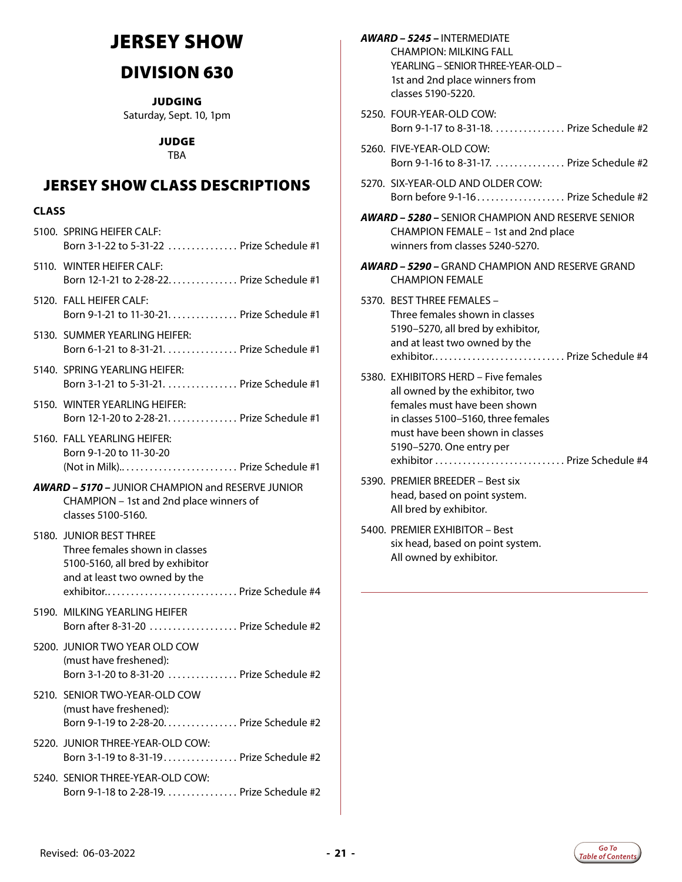# JERSEY SHOW

## DIVISION 630

**JUDGING**
Saturday, Sept. 10, 1pm

**JUDGE**
TBA

## JERSEY SHOW CLASS DESCRIPTIONS

**CLASS**

5100. SPRING HEIFER CALF: Born 3-1-22 to 5-31-22 ............... Prize Schedule #1

5110. WINTER HEIFER CALF: Born 12-1-21 to 2-28-22............... Prize Schedule #1

5120. FALL HEIFER CALF: Born 9-1-21 to 11-30-21............... Prize Schedule #1

5130. SUMMER YEARLING HEIFER: Born 6-1-21 to 8-31-21................ Prize Schedule #1

5140. SPRING YEARLING HEIFER: Born 3-1-21 to 5-31-21................ Prize Schedule #1

5150. WINTER YEARLING HEIFER: Born 12-1-20 to 2-28-21............... Prize Schedule #1

5160. FALL YEARLING HEIFER: Born 9-1-20 to 11-30-20 (Not in Milk).......................... Prize Schedule #1

***AWARD – 5170 –*** JUNIOR CHAMPION and RESERVE JUNIOR CHAMPION – 1st and 2nd place winners of classes 5100-5160.

5180. JUNIOR BEST THREE Three females shown in classes 5100-5160, all bred by exhibitor and at least two owned by the exhibitor............................. Prize Schedule #4

5190. MILKING YEARLING HEIFER Born after 8-31-20 ................... Prize Schedule #2

5200. JUNIOR TWO YEAR OLD COW (must have freshened): Born 3-1-20 to 8-31-20 ............... Prize Schedule #2

5210. SENIOR TWO-YEAR-OLD COW (must have freshened): Born 9-1-19 to 2-28-20................ Prize Schedule #2

5220. JUNIOR THREE-YEAR-OLD COW: Born 3-1-19 to 8-31-19................ Prize Schedule #2

5240. SENIOR THREE-YEAR-OLD COW: Born 9-1-18 to 2-28-19................ Prize Schedule #2

***AWARD – 5245 –*** INTERMEDIATE CHAMPION: MILKING FALL YEARLING – SENIOR THREE-YEAR-OLD – 1st and 2nd place winners from classes 5190-5220.

5250. FOUR-YEAR-OLD COW: Born 9-1-17 to 8-31-18................ Prize Schedule #2

5260. FIVE-YEAR-OLD COW: Born 9-1-16 to 8-31-17. ............... Prize Schedule #2

5270. SIX-YEAR-OLD AND OLDER COW: Born before 9-1-16................... Prize Schedule #2

***AWARD – 5280 –*** SENIOR CHAMPION AND RESERVE SENIOR CHAMPION FEMALE – 1st and 2nd place winners from classes 5240-5270.

***AWARD – 5290 –*** GRAND CHAMPION AND RESERVE GRAND CHAMPION FEMALE

5370. BEST THREE FEMALES – Three females shown in classes 5190–5270, all bred by exhibitor, and at least two owned by the exhibitor............................. Prize Schedule #4

5380. EXHIBITORS HERD – Five females all owned by the exhibitor, two females must have been shown in classes 5100–5160, three females must have been shown in classes 5190–5270. One entry per exhibitor ............................ Prize Schedule #4

5390. PREMIER BREEDER – Best six head, based on point system. All bred by exhibitor.

5400. PREMIER EXHIBITOR – Best six head, based on point system. All owned by exhibitor.

Revised: 06-03-2022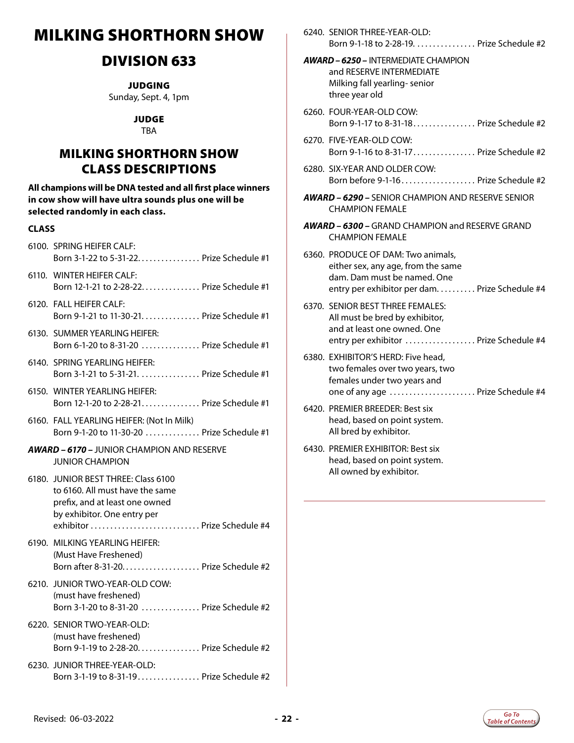# MILKING SHORTHORN SHOW

## DIVISION 633

**JUDGING**
Sunday, Sept. 4, 1pm

**JUDGE**
TBA

## MILKING SHORTHORN SHOW CLASS DESCRIPTIONS

**All champions will be DNA tested and all first place winners in cow show will have ultra sounds plus one will be selected randomly in each class.**

**CLASS**

6100. SPRING HEIFER CALF: Born 3-1-22 to 5-31-22. . . . . . . . . . . . . . . . Prize Schedule #1

6110. WINTER HEIFER CALF: Born 12-1-21 to 2-28-22. . . . . . . . . . . . . . . Prize Schedule #1

6120. FALL HEIFER CALF: Born 9-1-21 to 11-30-21. . . . . . . . . . . . . . . Prize Schedule #1

6130. SUMMER YEARLING HEIFER: Born 6-1-20 to 8-31-20 . . . . . . . . . . . . . . . Prize Schedule #1

6140. SPRING YEARLING HEIFER: Born 3-1-21 to 5-31-21. . . . . . . . . . . . . . . . Prize Schedule #1

6150. WINTER YEARLING HEIFER: Born 12-1-20 to 2-28-21. . . . . . . . . . . . . . . Prize Schedule #1

6160. FALL YEARLING HEIFER: (Not In Milk) Born 9-1-20 to 11-30-20 . . . . . . . . . . . . . . Prize Schedule #1

***AWARD – 6170 –*** JUNIOR CHAMPION AND RESERVE JUNIOR CHAMPION

6180. JUNIOR BEST THREE: Class 6100 to 6160. All must have the same prefix, and at least one owned by exhibitor. One entry per exhibitor . . . . . . . . . . . . . . . . . . . . . . . . . . . . Prize Schedule #4

6190. MILKING YEARLING HEIFER: (Must Have Freshened) Born after 8-31-20. . . . . . . . . . . . . . . . . . . . Prize Schedule #2

6210. JUNIOR TWO-YEAR-OLD COW: (must have freshened) Born 3-1-20 to 8-31-20 . . . . . . . . . . . . . . . Prize Schedule #2

6220. SENIOR TWO-YEAR-OLD: (must have freshened) Born 9-1-19 to 2-28-20. . . . . . . . . . . . . . . . Prize Schedule #2

6230. JUNIOR THREE-YEAR-OLD: Born 3-1-19 to 8-31-19. . . . . . . . . . . . . . . . Prize Schedule #2

6240. SENIOR THREE-YEAR-OLD: Born 9-1-18 to 2-28-19. . . . . . . . . . . . . . . . Prize Schedule #2

***AWARD – 6250 –*** INTERMEDIATE CHAMPION and RESERVE INTERMEDIATE Milking fall yearling- senior three year old

6260. FOUR-YEAR-OLD COW: Born 9-1-17 to 8-31-18. . . . . . . . . . . . . . . . Prize Schedule #2

6270. FIVE-YEAR-OLD COW: Born 9-1-16 to 8-31-17. . . . . . . . . . . . . . . . Prize Schedule #2

6280. SIX-YEAR AND OLDER COW: Born before 9-1-16. . . . . . . . . . . . . . . . . . . Prize Schedule #2

***AWARD – 6290 –*** SENIOR CHAMPION AND RESERVE SENIOR CHAMPION FEMALE

***AWARD – 6300 –*** GRAND CHAMPION and RESERVE GRAND CHAMPION FEMALE

6360. PRODUCE OF DAM: Two animals, either sex, any age, from the same dam. Dam must be named. One entry per exhibitor per dam. . . . . . . . . . Prize Schedule #4

6370. SENIOR BEST THREE FEMALES: All must be bred by exhibitor, and at least one owned. One entry per exhibitor . . . . . . . . . . . . . . . . . Prize Schedule #4

6380. EXHIBITOR'S HERD: Five head, two females over two years, two females under two years and one of any age . . . . . . . . . . . . . . . . . . . . . . Prize Schedule #4

6420. PREMIER BREEDER: Best six head, based on point system. All bred by exhibitor.

6430. PREMIER EXHIBITOR: Best six head, based on point system. All owned by exhibitor.

Revised: 06-03-2022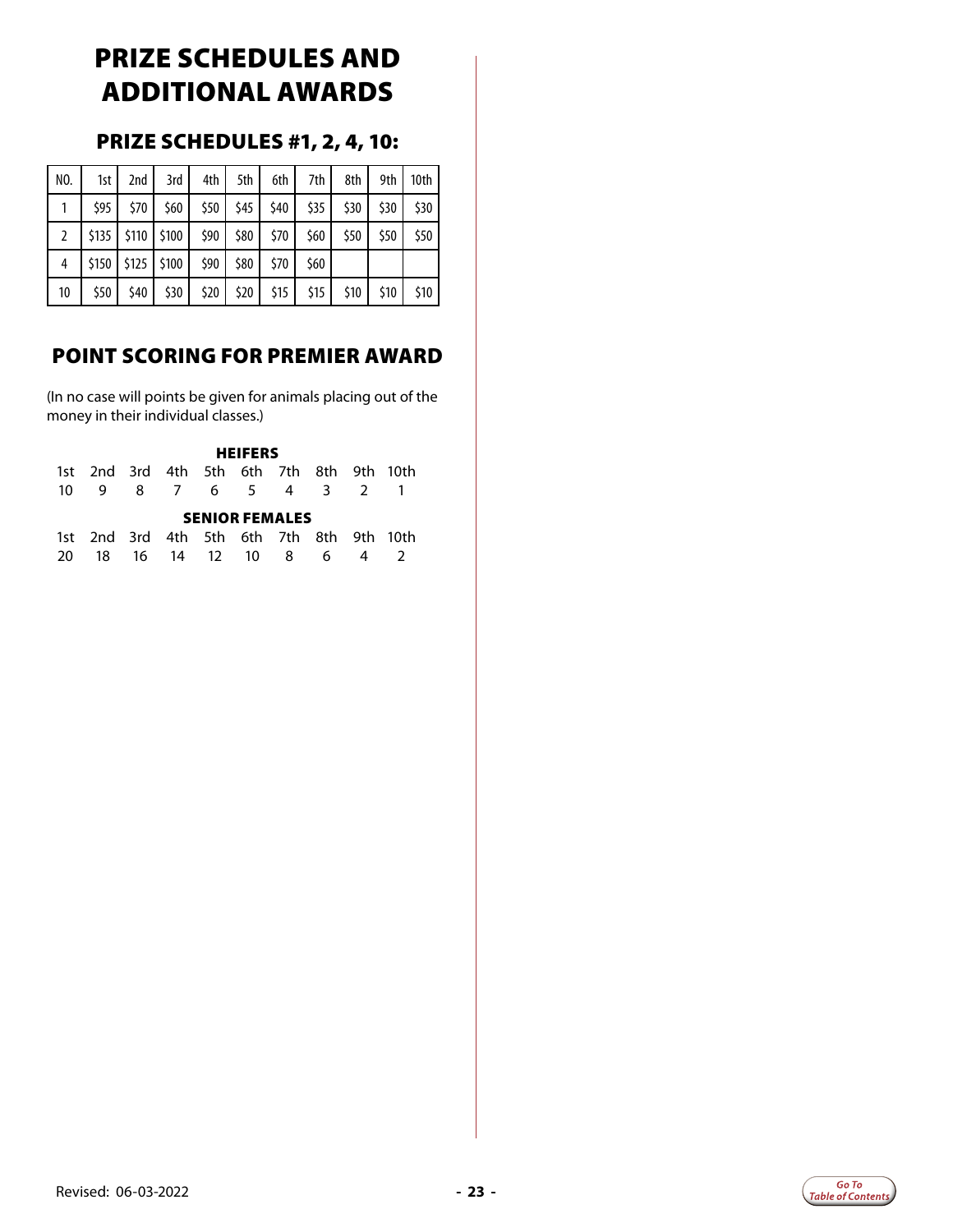# PRIZE SCHEDULES AND ADDITIONAL AWARDS

## PRIZE SCHEDULES #1, 2, 4, 10:

| NO. | 1st | 2nd | 3rd | 4th | 5th | 6th | 7th | 8th | 9th | 10th |
|---|---|---|---|---|---|---|---|---|---|---|
| 1 | $95 | $70 | $60 | $50 | $45 | $40 | $35 | $30 | $30 | $30 |
| 2 | $135 | $110 | $100 | $90 | $80 | $70 | $60 | $50 | $50 | $50 |
| 4 | $150 | $125 | $100 | $90 | $80 | $70 | $60 | | | |
| 10 | $50 | $40 | $30 | $20 | $20 | $15 | $15 | $10 | $10 | $10 |

## POINT SCORING FOR PREMIER AWARD

(In no case will points be given for animals placing out of the money in their individual classes.)

### HEIFERS

| 1st | 2nd | 3rd | 4th | 5th | 6th | 7th | 8th | 9th | 10th |
|---|---|---|---|---|---|---|---|---|---|
| 10 | 9 | 8 | 7 | 6 | 5 | 4 | 3 | 2 | 1 |

### SENIOR FEMALES

| 1st | 2nd | 3rd | 4th | 5th | 6th | 7th | 8th | 9th | 10th |
|---|---|---|---|---|---|---|---|---|---|
| 20 | 18 | 16 | 14 | 12 | 10 | 8 | 6 | 4 | 2 |

Revised: 06-03-2022